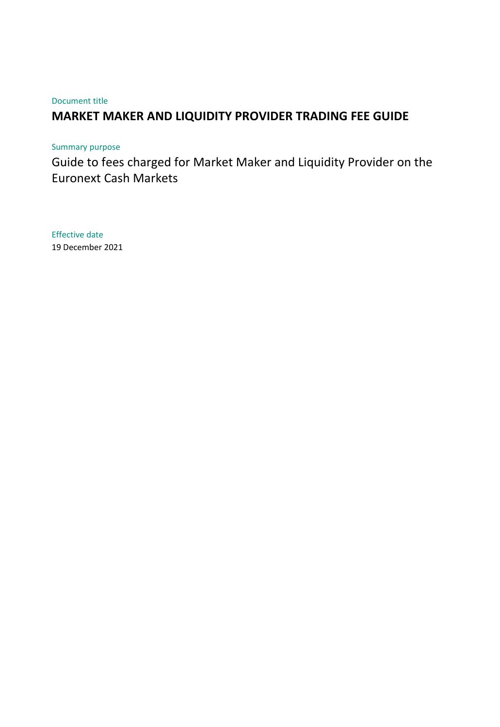Document title

# MARKET MAKER AND LIQUIDITY PROVIDER TRADING FEE GUIDE

Summary purpose

Guide to fees charged for Market Maker and Liquidity Provider on the Euronext Cash Markets

Effective date

19 December 2021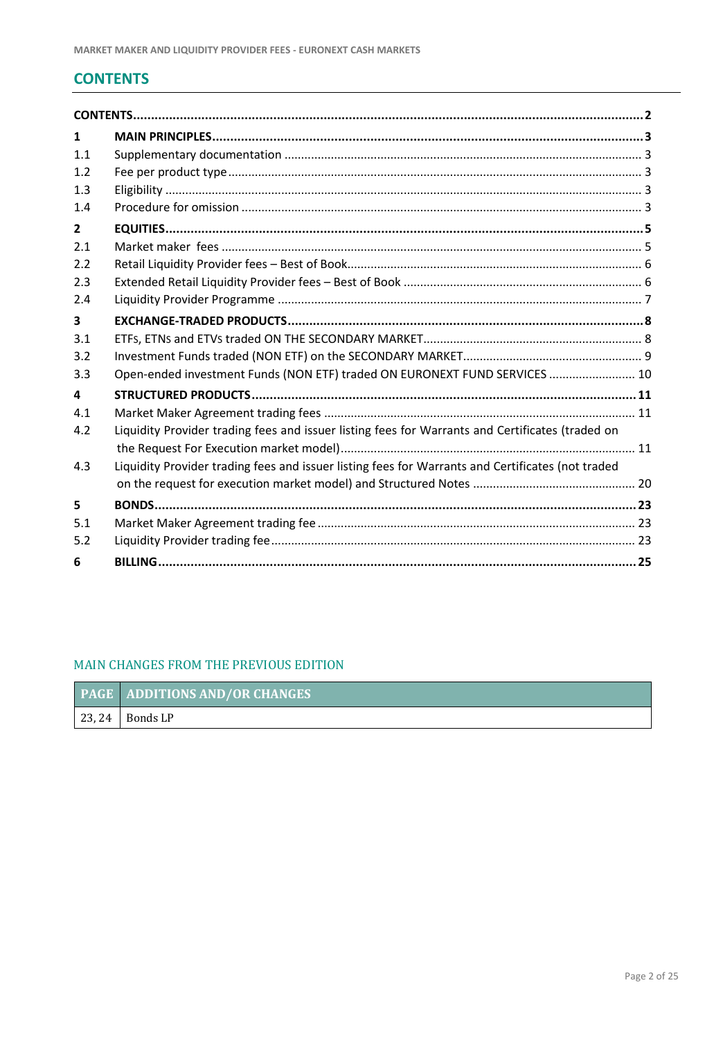## CONTENTS

| | | |
|---|---|---|
| **CONTENTS** | | **2** |
| **1** | **MAIN PRINCIPLES** | **3** |
| 1.1 | Supplementary documentation | 3 |
| 1.2 | Fee per product type | 3 |
| 1.3 | Eligibility | 3 |
| 1.4 | Procedure for omission | 3 |
| **2** | **EQUITIES** | **5** |
| 2.1 | Market maker fees | 5 |
| 2.2 | Retail Liquidity Provider fees – Best of Book | 6 |
| 2.3 | Extended Retail Liquidity Provider fees – Best of Book | 6 |
| 2.4 | Liquidity Provider Programme | 7 |
| **3** | **EXCHANGE-TRADED PRODUCTS** | **8** |
| 3.1 | ETFs, ETNs and ETVs traded ON THE SECONDARY MARKET | 8 |
| 3.2 | Investment Funds traded (NON ETF) on the SECONDARY MARKET | 9 |
| 3.3 | Open-ended investment Funds (NON ETF) traded ON EURONEXT FUND SERVICES | 10 |
| **4** | **STRUCTURED PRODUCTS** | **11** |
| 4.1 | Market Maker Agreement trading fees | 11 |
| 4.2 | Liquidity Provider trading fees and issuer listing fees for Warrants and Certificates (traded on the Request For Execution market model) | 11 |
| 4.3 | Liquidity Provider trading fees and issuer listing fees for Warrants and Certificates (not traded on the request for execution market model) and Structured Notes | 20 |
| **5** | **BONDS** | **23** |
| 5.1 | Market Maker Agreement trading fee | 23 |
| 5.2 | Liquidity Provider trading fee | 23 |
| **6** | **BILLING** | **25** |

### MAIN CHANGES FROM THE PREVIOUS EDITION

| PAGE | ADDITIONS AND/OR CHANGES |
|---|---|
| 23, 24 | Bonds LP |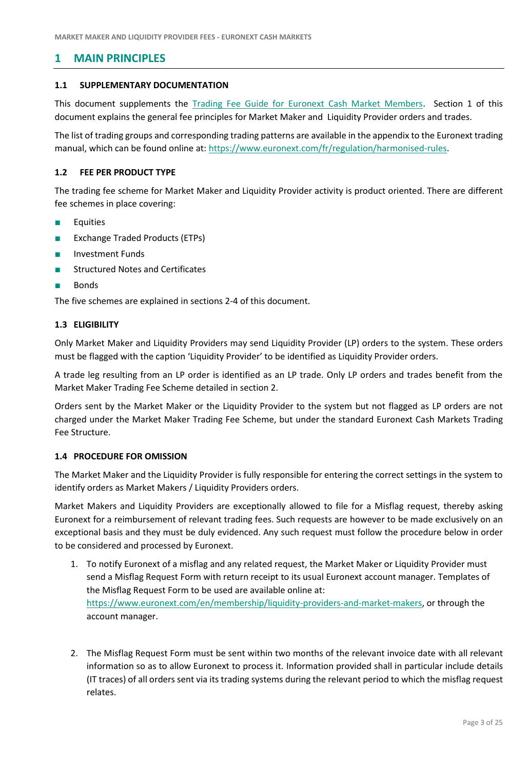# 1 MAIN PRINCIPLES

### 1.1 SUPPLEMENTARY DOCUMENTATION

This document supplements the [Trading Fee Guide for Euronext Cash Market Members](). Section 1 of this document explains the general fee principles for Market Maker and Liquidity Provider orders and trades.

The list of trading groups and corresponding trading patterns are available in the appendix to the Euronext trading manual, which can be found online at: https://www.euronext.com/fr/regulation/harmonised-rules.

### 1.2 FEE PER PRODUCT TYPE

The trading fee scheme for Market Maker and Liquidity Provider activity is product oriented. There are different fee schemes in place covering:

- Equities
- Exchange Traded Products (ETPs)
- Investment Funds
- Structured Notes and Certificates
- Bonds

The five schemes are explained in sections 2-4 of this document.

### 1.3 ELIGIBILITY

Only Market Maker and Liquidity Providers may send Liquidity Provider (LP) orders to the system. These orders must be flagged with the caption 'Liquidity Provider' to be identified as Liquidity Provider orders.

A trade leg resulting from an LP order is identified as an LP trade. Only LP orders and trades benefit from the Market Maker Trading Fee Scheme detailed in section 2.

Orders sent by the Market Maker or the Liquidity Provider to the system but not flagged as LP orders are not charged under the Market Maker Trading Fee Scheme, but under the standard Euronext Cash Markets Trading Fee Structure.

### 1.4 PROCEDURE FOR OMISSION

The Market Maker and the Liquidity Provider is fully responsible for entering the correct settings in the system to identify orders as Market Makers / Liquidity Providers orders.

Market Makers and Liquidity Providers are exceptionally allowed to file for a Misflag request, thereby asking Euronext for a reimbursement of relevant trading fees. Such requests are however to be made exclusively on an exceptional basis and they must be duly evidenced. Any such request must follow the procedure below in order to be considered and processed by Euronext.

1. To notify Euronext of a misflag and any related request, the Market Maker or Liquidity Provider must send a Misflag Request Form with return receipt to its usual Euronext account manager. Templates of the Misflag Request Form to be used are available online at: https://www.euronext.com/en/membership/liquidity-providers-and-market-makers, or through the account manager.

2. The Misflag Request Form must be sent within two months of the relevant invoice date with all relevant information so as to allow Euronext to process it. Information provided shall in particular include details (IT traces) of all orders sent via its trading systems during the relevant period to which the misflag request relates.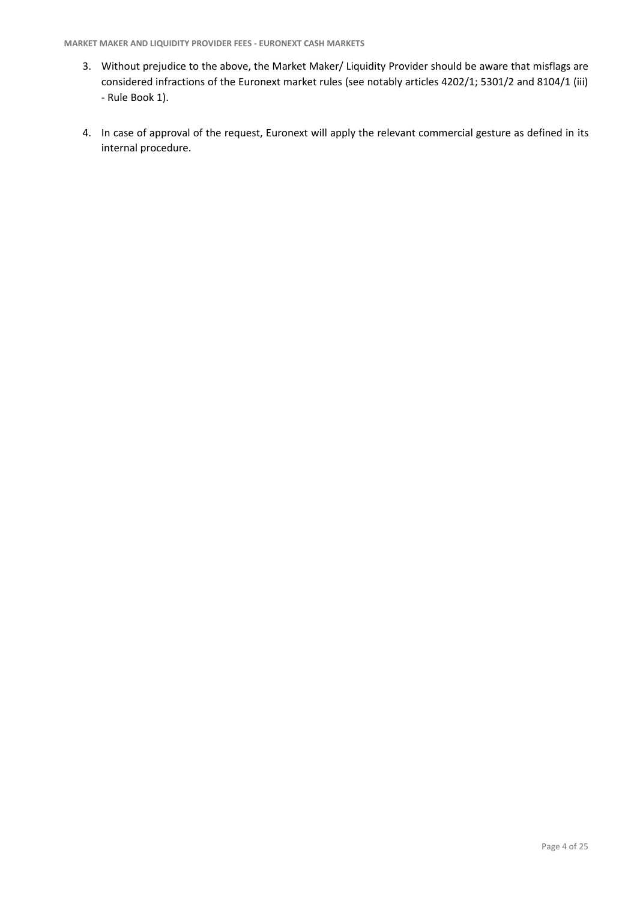3. Without prejudice to the above, the Market Maker/ Liquidity Provider should be aware that misflags are considered infractions of the Euronext market rules (see notably articles 4202/1; 5301/2 and 8104/1 (iii) - Rule Book 1).

4. In case of approval of the request, Euronext will apply the relevant commercial gesture as defined in its internal procedure.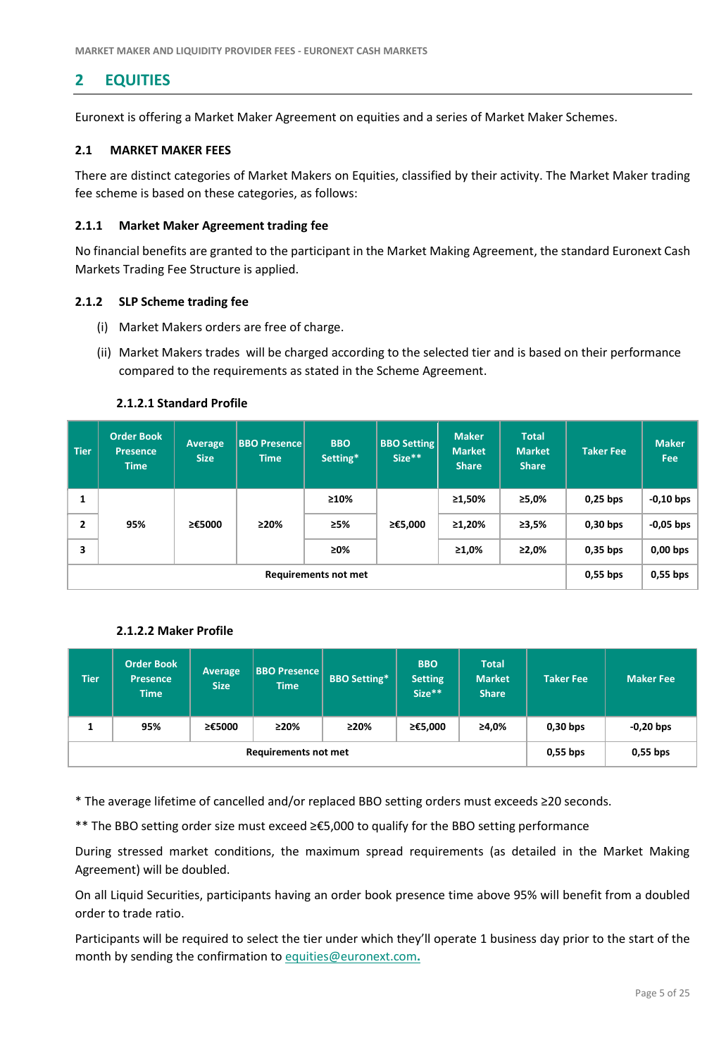## 2 EQUITIES

Euronext is offering a Market Maker Agreement on equities and a series of Market Maker Schemes.

### 2.1 MARKET MAKER FEES

There are distinct categories of Market Makers on Equities, classified by their activity. The Market Maker trading fee scheme is based on these categories, as follows:

#### 2.1.1 Market Maker Agreement trading fee

No financial benefits are granted to the participant in the Market Making Agreement, the standard Euronext Cash Markets Trading Fee Structure is applied.

#### 2.1.2 SLP Scheme trading fee

(i) Market Makers orders are free of charge.

(ii) Market Makers trades will be charged according to the selected tier and is based on their performance compared to the requirements as stated in the Scheme Agreement.

##### 2.1.2.1 Standard Profile

| Tier | Order Book Presence Time | Average Size | BBO Presence Time | BBO Setting* | BBO Setting Size** | Maker Market Share | Total Market Share | Taker Fee | Maker Fee |
|---|---|---|---|---|---|---|---|---|---|
| 1 | 95% | ≥€5000 | ≥20% | ≥10% | ≥€5,000 | ≥1,50% | ≥5,0% | 0,25 bps | -0,10 bps |
| 2 | | | | ≥5% | | ≥1,20% | ≥3,5% | 0,30 bps | -0,05 bps |
| 3 | | | | ≥0% | | ≥1,0% | ≥2,0% | 0,35 bps | 0,00 bps |
| Requirements not met | | | | | | | | 0,55 bps | 0,55 bps |

##### 2.1.2.2 Maker Profile

| Tier | Order Book Presence Time | Average Size | BBO Presence Time | BBO Setting* | BBO Setting Size** | Total Market Share | Taker Fee | Maker Fee |
|---|---|---|---|---|---|---|---|---|
| 1 | 95% | ≥€5000 | ≥20% | ≥20% | ≥€5,000 | ≥4,0% | 0,30 bps | -0,20 bps |
| Requirements not met | | | | | | | 0,55 bps | 0,55 bps |

* The average lifetime of cancelled and/or replaced BBO setting orders must exceeds ≥20 seconds.

** The BBO setting order size must exceed ≥€5,000 to qualify for the BBO setting performance

During stressed market conditions, the maximum spread requirements (as detailed in the Market Making Agreement) will be doubled.

On all Liquid Securities, participants having an order book presence time above 95% will benefit from a doubled order to trade ratio.

Participants will be required to select the tier under which they'll operate 1 business day prior to the start of the month by sending the confirmation to equities@euronext.com.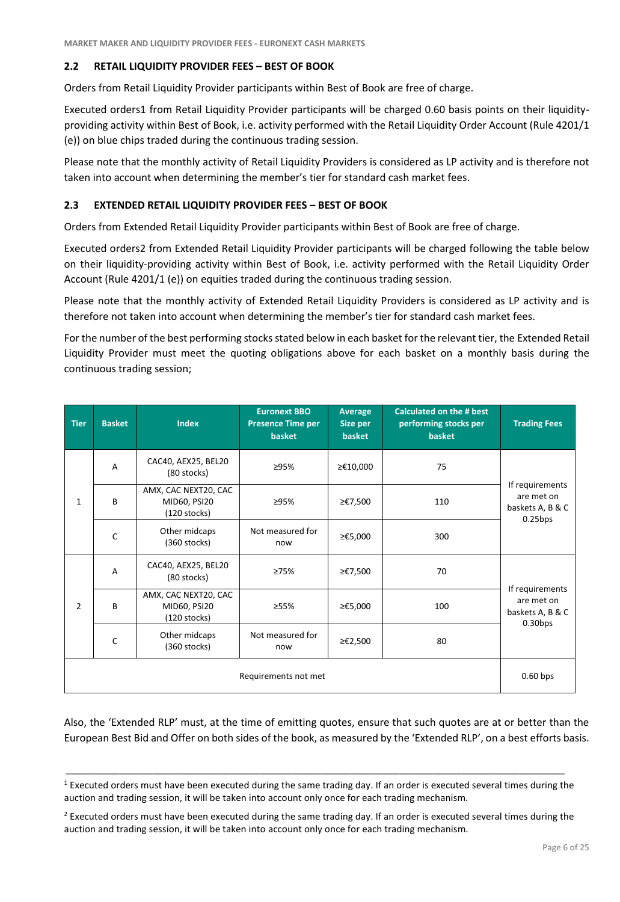### 2.2 RETAIL LIQUIDITY PROVIDER FEES – BEST OF BOOK

Orders from Retail Liquidity Provider participants within Best of Book are free of charge.

Executed orders[1] from Retail Liquidity Provider participants will be charged 0.60 basis points on their liquidity-providing activity within Best of Book, i.e. activity performed with the Retail Liquidity Order Account (Rule 4201/1 (e)) on blue chips traded during the continuous trading session.

Please note that the monthly activity of Retail Liquidity Providers is considered as LP activity and is therefore not taken into account when determining the member's tier for standard cash market fees.

### 2.3 EXTENDED RETAIL LIQUIDITY PROVIDER FEES – BEST OF BOOK

Orders from Extended Retail Liquidity Provider participants within Best of Book are free of charge.

Executed orders[2] from Extended Retail Liquidity Provider participants will be charged following the table below on their liquidity-providing activity within Best of Book, i.e. activity performed with the Retail Liquidity Order Account (Rule 4201/1 (e)) on equities traded during the continuous trading session.

Please note that the monthly activity of Extended Retail Liquidity Providers is considered as LP activity and is therefore not taken into account when determining the member's tier for standard cash market fees.

For the number of the best performing stocks stated below in each basket for the relevant tier, the Extended Retail Liquidity Provider must meet the quoting obligations above for each basket on a monthly basis during the continuous trading session;

| Tier | Basket | Index | Euronext BBO Presence Time per basket | Average Size per basket | Calculated on the # best performing stocks per basket | Trading Fees |
|---|---|---|---|---|---|---|
| 1 | A | CAC40, AEX25, BEL20 (80 stocks) | ≥95% | ≥€10,000 | 75 | If requirements are met on baskets A, B & C 0.25bps |
| | B | AMX, CAC NEXT20, CAC MID60, PSI20 (120 stocks) | ≥95% | ≥€7,500 | 110 | |
| | C | Other midcaps (360 stocks) | Not measured for now | ≥€5,000 | 300 | |
| 2 | A | CAC40, AEX25, BEL20 (80 stocks) | ≥75% | ≥€7,500 | 70 | If requirements are met on baskets A, B & C 0.30bps |
| | B | AMX, CAC NEXT20, CAC MID60, PSI20 (120 stocks) | ≥55% | ≥€5,000 | 100 | |
| | C | Other midcaps (360 stocks) | Not measured for now | ≥€2,500 | 80 | |
| Requirements not met | | | | | | 0.60 bps |

Also, the 'Extended RLP' must, at the time of emitting quotes, ensure that such quotes are at or better than the European Best Bid and Offer on both sides of the book, as measured by the 'Extended RLP', on a best efforts basis.

---

[1] Executed orders must have been executed during the same trading day. If an order is executed several times during the auction and trading session, it will be taken into account only once for each trading mechanism.

[2] Executed orders must have been executed during the same trading day. If an order is executed several times during the auction and trading session, it will be taken into account only once for each trading mechanism.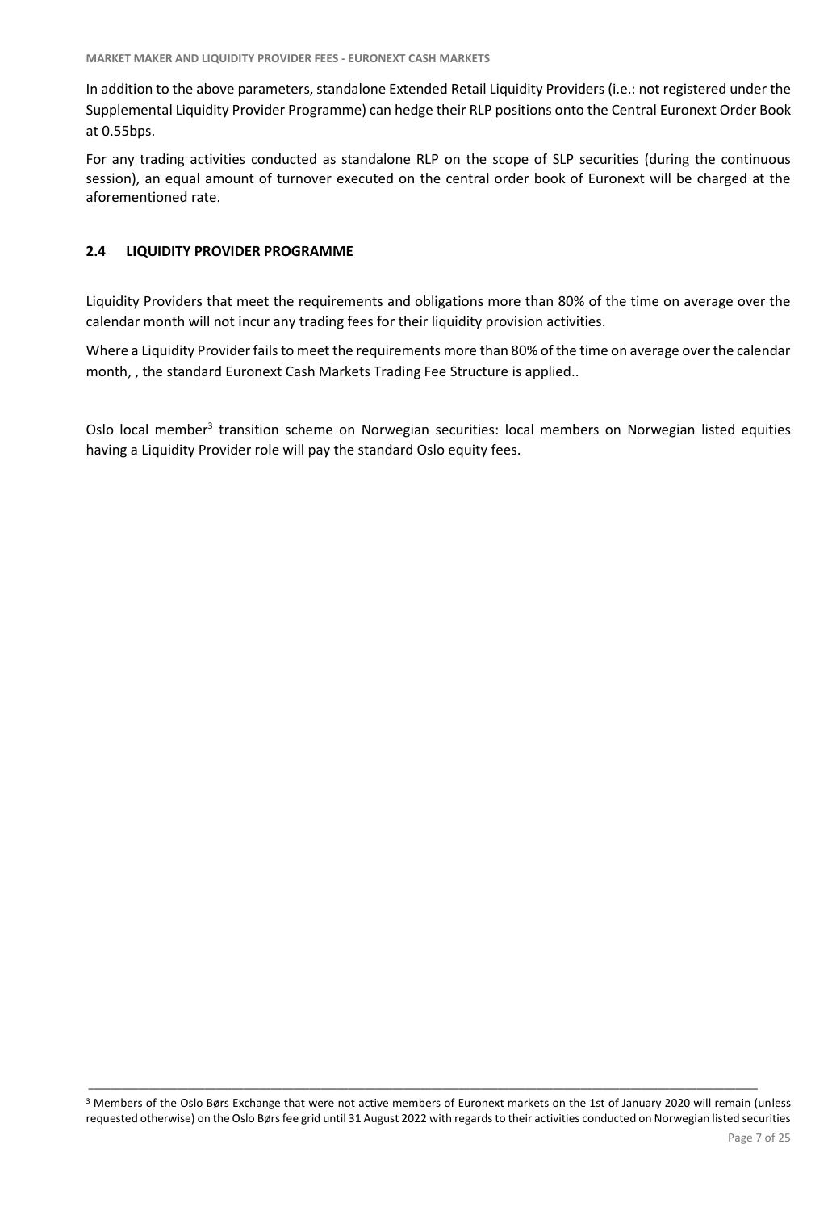In addition to the above parameters, standalone Extended Retail Liquidity Providers (i.e.: not registered under the Supplemental Liquidity Provider Programme) can hedge their RLP positions onto the Central Euronext Order Book at 0.55bps.

For any trading activities conducted as standalone RLP on the scope of SLP securities (during the continuous session), an equal amount of turnover executed on the central order book of Euronext will be charged at the aforementioned rate.

## 2.4 LIQUIDITY PROVIDER PROGRAMME

Liquidity Providers that meet the requirements and obligations more than 80% of the time on average over the calendar month will not incur any trading fees for their liquidity provision activities.

Where a Liquidity Provider fails to meet the requirements more than 80% of the time on average over the calendar month, , the standard Euronext Cash Markets Trading Fee Structure is applied..

Oslo local member[3] transition scheme on Norwegian securities: local members on Norwegian listed equities having a Liquidity Provider role will pay the standard Oslo equity fees.

---

[3] Members of the Oslo Børs Exchange that were not active members of Euronext markets on the 1st of January 2020 will remain (unless requested otherwise) on the Oslo Børs fee grid until 31 August 2022 with regards to their activities conducted on Norwegian listed securities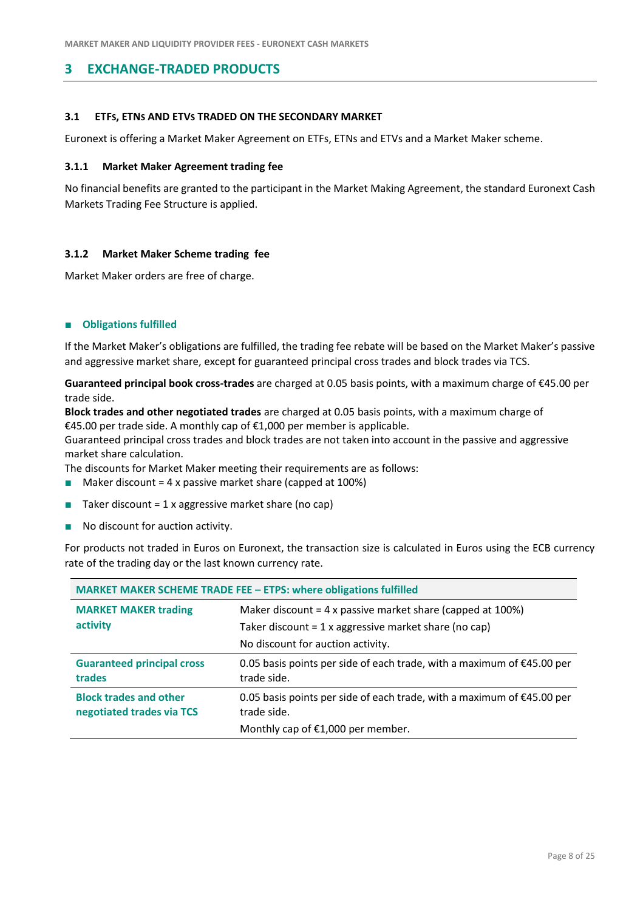## 3 EXCHANGE-TRADED PRODUCTS

### 3.1 ETFs, ETNs AND ETVs TRADED ON THE SECONDARY MARKET

Euronext is offering a Market Maker Agreement on ETFs, ETNs and ETVs and a Market Maker scheme.

#### 3.1.1 Market Maker Agreement trading fee

No financial benefits are granted to the participant in the Market Making Agreement, the standard Euronext Cash Markets Trading Fee Structure is applied.

#### 3.1.2 Market Maker Scheme trading fee

Market Maker orders are free of charge.

- **Obligations fulfilled**

If the Market Maker's obligations are fulfilled, the trading fee rebate will be based on the Market Maker's passive and aggressive market share, except for guaranteed principal cross trades and block trades via TCS.

**Guaranteed principal book cross-trades** are charged at 0.05 basis points, with a maximum charge of €45.00 per trade side.
**Block trades and other negotiated trades** are charged at 0.05 basis points, with a maximum charge of €45.00 per trade side. A monthly cap of €1,000 per member is applicable.
Guaranteed principal cross trades and block trades are not taken into account in the passive and aggressive market share calculation.
The discounts for Market Maker meeting their requirements are as follows:

- Maker discount = 4 x passive market share (capped at 100%)
- Taker discount = 1 x aggressive market share (no cap)
- No discount for auction activity.

For products not traded in Euros on Euronext, the transaction size is calculated in Euros using the ECB currency rate of the trading day or the last known currency rate.

| MARKET MAKER SCHEME TRADE FEE – ETPS: where obligations fulfilled | |
|---|---|
| **MARKET MAKER trading activity** | Maker discount = 4 x passive market share (capped at 100%)<br>Taker discount = 1 x aggressive market share (no cap)<br>No discount for auction activity. |
| **Guaranteed principal cross trades** | 0.05 basis points per side of each trade, with a maximum of €45.00 per trade side. |
| **Block trades and other negotiated trades via TCS** | 0.05 basis points per side of each trade, with a maximum of €45.00 per trade side.<br>Monthly cap of €1,000 per member. |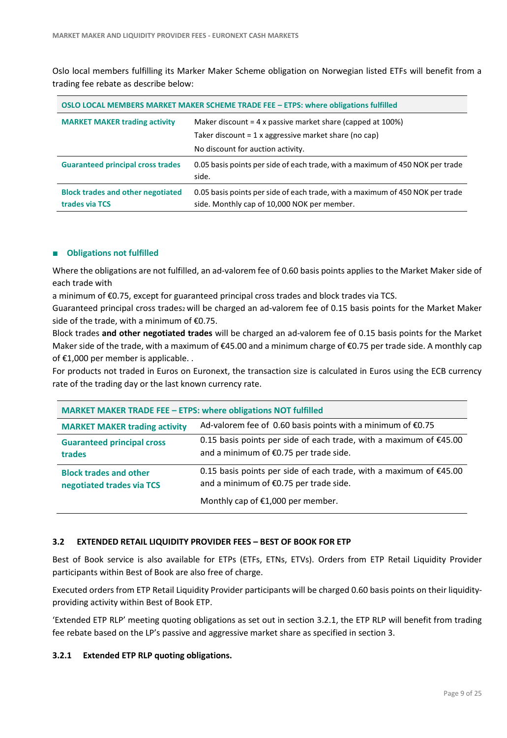Oslo local members fulfilling its Marker Maker Scheme obligation on Norwegian listed ETFs will benefit from a trading fee rebate as describe below:

| OSLO LOCAL MEMBERS MARKET MAKER SCHEME TRADE FEE – ETPS: where obligations fulfilled | |
|---|---|
| **MARKET MAKER trading activity** | Maker discount = 4 x passive market share (capped at 100%)<br>Taker discount = 1 x aggressive market share (no cap)<br>No discount for auction activity. |
| **Guaranteed principal cross trades** | 0.05 basis points per side of each trade, with a maximum of 450 NOK per trade side. |
| **Block trades and other negotiated trades via TCS** | 0.05 basis points per side of each trade, with a maximum of 450 NOK per trade side. Monthly cap of 10,000 NOK per member. |

- **Obligations not fulfilled**

Where the obligations are not fulfilled, an ad-valorem fee of 0.60 basis points applies to the Market Maker side of each trade with
a minimum of €0.75, except for guaranteed principal cross trades and block trades via TCS.
Guaranteed principal cross trades[2] will be charged an ad-valorem fee of 0.15 basis points for the Market Maker side of the trade, with a minimum of €0.75.
Block trades **and other negotiated trades** will be charged an ad-valorem fee of 0.15 basis points for the Market Maker side of the trade, with a maximum of €45.00 and a minimum charge of €0.75 per trade side. A monthly cap of €1,000 per member is applicable. .
For products not traded in Euros on Euronext, the transaction size is calculated in Euros using the ECB currency rate of the trading day or the last known currency rate.

| MARKET MAKER TRADE FEE – ETPS: where obligations NOT fulfilled | |
|---|---|
| **MARKET MAKER trading activity** | Ad-valorem fee of 0.60 basis points with a minimum of €0.75 |
| **Guaranteed principal cross trades** | 0.15 basis points per side of each trade, with a maximum of €45.00 and a minimum of €0.75 per trade side. |
| **Block trades and other negotiated trades via TCS** | 0.15 basis points per side of each trade, with a maximum of €45.00 and a minimum of €0.75 per trade side.<br>Monthly cap of €1,000 per member. |

### 3.2 EXTENDED RETAIL LIQUIDITY PROVIDER FEES – BEST OF BOOK FOR ETP

Best of Book service is also available for ETPs (ETFs, ETNs, ETVs). Orders from ETP Retail Liquidity Provider participants within Best of Book are also free of charge.

Executed orders from ETP Retail Liquidity Provider participants will be charged 0.60 basis points on their liquidity-providing activity within Best of Book ETP.

'Extended ETP RLP' meeting quoting obligations as set out in section 3.2.1, the ETP RLP will benefit from trading fee rebate based on the LP's passive and aggressive market share as specified in section 3.

#### 3.2.1 Extended ETP RLP quoting obligations.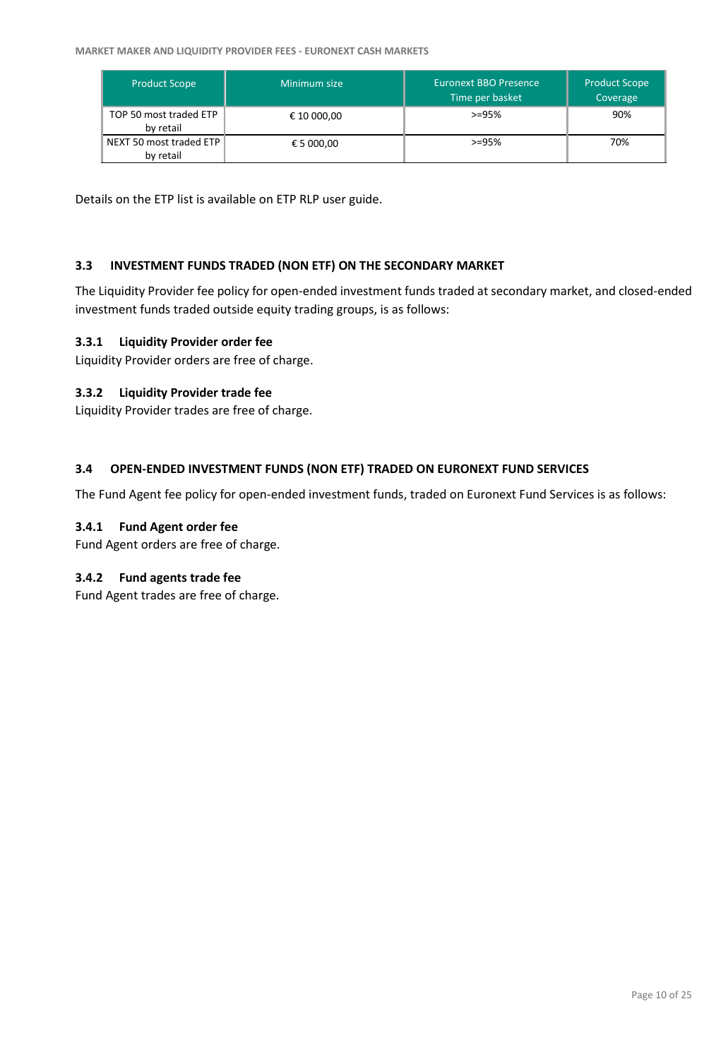| Product Scope | Minimum size | Euronext BBO Presence Time per basket | Product Scope Coverage |
|---|---|---|---|
| TOP 50 most traded ETP by retail | € 10 000,00 | >=95% | 90% |
| NEXT 50 most traded ETP by retail | € 5 000,00 | >=95% | 70% |

Details on the ETP list is available on ETP RLP user guide.

### 3.3 INVESTMENT FUNDS TRADED (NON ETF) ON THE SECONDARY MARKET

The Liquidity Provider fee policy for open-ended investment funds traded at secondary market, and closed-ended investment funds traded outside equity trading groups, is as follows:

#### 3.3.1 Liquidity Provider order fee

Liquidity Provider orders are free of charge.

#### 3.3.2 Liquidity Provider trade fee

Liquidity Provider trades are free of charge.

### 3.4 OPEN-ENDED INVESTMENT FUNDS (NON ETF) TRADED ON EURONEXT FUND SERVICES

The Fund Agent fee policy for open-ended investment funds, traded on Euronext Fund Services is as follows:

#### 3.4.1 Fund Agent order fee

Fund Agent orders are free of charge.

#### 3.4.2 Fund agents trade fee

Fund Agent trades are free of charge.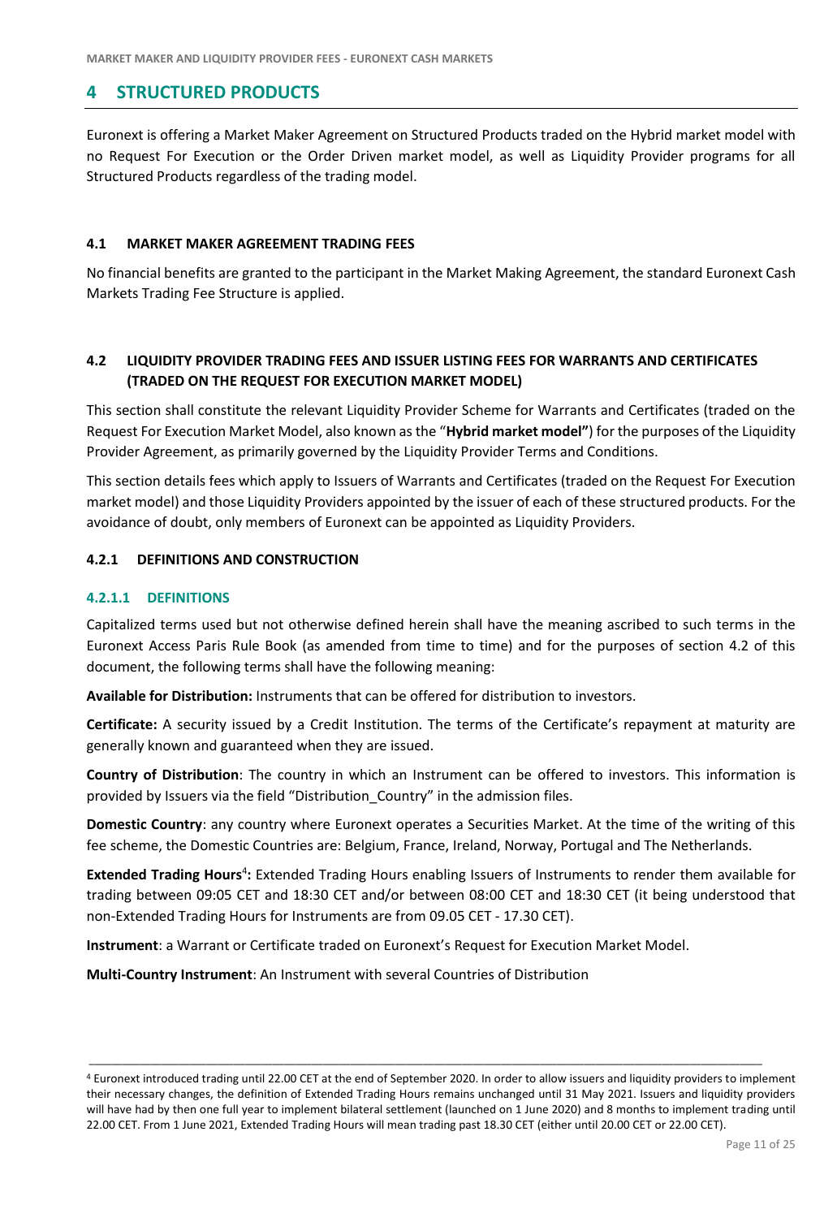# 4 STRUCTURED PRODUCTS

Euronext is offering a Market Maker Agreement on Structured Products traded on the Hybrid market model with no Request For Execution or the Order Driven market model, as well as Liquidity Provider programs for all Structured Products regardless of the trading model.

## 4.1 MARKET MAKER AGREEMENT TRADING FEES

No financial benefits are granted to the participant in the Market Making Agreement, the standard Euronext Cash Markets Trading Fee Structure is applied.

## 4.2 LIQUIDITY PROVIDER TRADING FEES AND ISSUER LISTING FEES FOR WARRANTS AND CERTIFICATES (TRADED ON THE REQUEST FOR EXECUTION MARKET MODEL)

This section shall constitute the relevant Liquidity Provider Scheme for Warrants and Certificates (traded on the Request For Execution Market Model, also known as the "**Hybrid market model"**) for the purposes of the Liquidity Provider Agreement, as primarily governed by the Liquidity Provider Terms and Conditions.

This section details fees which apply to Issuers of Warrants and Certificates (traded on the Request For Execution market model) and those Liquidity Providers appointed by the issuer of each of these structured products. For the avoidance of doubt, only members of Euronext can be appointed as Liquidity Providers.

### 4.2.1 DEFINITIONS AND CONSTRUCTION

#### 4.2.1.1 DEFINITIONS

Capitalized terms used but not otherwise defined herein shall have the meaning ascribed to such terms in the Euronext Access Paris Rule Book (as amended from time to time) and for the purposes of section 4.2 of this document, the following terms shall have the following meaning:

**Available for Distribution:** Instruments that can be offered for distribution to investors.

**Certificate:** A security issued by a Credit Institution. The terms of the Certificate's repayment at maturity are generally known and guaranteed when they are issued.

**Country of Distribution**: The country in which an Instrument can be offered to investors. This information is provided by Issuers via the field "Distribution_Country" in the admission files.

**Domestic Country**: any country where Euronext operates a Securities Market. At the time of the writing of this fee scheme, the Domestic Countries are: Belgium, France, Ireland, Norway, Portugal and The Netherlands.

**Extended Trading Hours**[4]**:** Extended Trading Hours enabling Issuers of Instruments to render them available for trading between 09:05 CET and 18:30 CET and/or between 08:00 CET and 18:30 CET (it being understood that non-Extended Trading Hours for Instruments are from 09.05 CET - 17.30 CET).

**Instrument**: a Warrant or Certificate traded on Euronext's Request for Execution Market Model.

**Multi-Country Instrument**: An Instrument with several Countries of Distribution

---

[4] Euronext introduced trading until 22.00 CET at the end of September 2020. In order to allow issuers and liquidity providers to implement their necessary changes, the definition of Extended Trading Hours remains unchanged until 31 May 2021. Issuers and liquidity providers will have had by then one full year to implement bilateral settlement (launched on 1 June 2020) and 8 months to implement trading until 22.00 CET. From 1 June 2021, Extended Trading Hours will mean trading past 18.30 CET (either until 20.00 CET or 22.00 CET).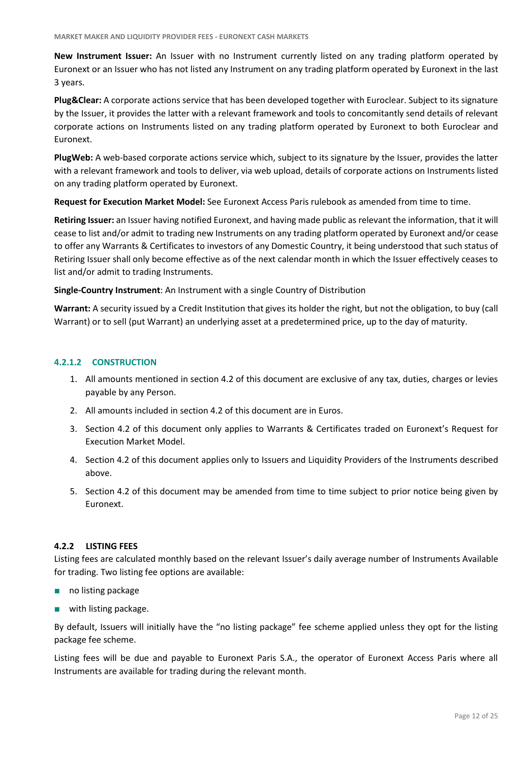**New Instrument Issuer:** An Issuer with no Instrument currently listed on any trading platform operated by Euronext or an Issuer who has not listed any Instrument on any trading platform operated by Euronext in the last 3 years.

**Plug&Clear:** A corporate actions service that has been developed together with Euroclear. Subject to its signature by the Issuer, it provides the latter with a relevant framework and tools to concomitantly send details of relevant corporate actions on Instruments listed on any trading platform operated by Euronext to both Euroclear and Euronext.

**PlugWeb:** A web-based corporate actions service which, subject to its signature by the Issuer, provides the latter with a relevant framework and tools to deliver, via web upload, details of corporate actions on Instruments listed on any trading platform operated by Euronext.

**Request for Execution Market Model:** See Euronext Access Paris rulebook as amended from time to time.

**Retiring Issuer:** an Issuer having notified Euronext, and having made public as relevant the information, that it will cease to list and/or admit to trading new Instruments on any trading platform operated by Euronext and/or cease to offer any Warrants & Certificates to investors of any Domestic Country, it being understood that such status of Retiring Issuer shall only become effective as of the next calendar month in which the Issuer effectively ceases to list and/or admit to trading Instruments.

**Single-Country Instrument**: An Instrument with a single Country of Distribution

**Warrant:** A security issued by a Credit Institution that gives its holder the right, but not the obligation, to buy (call Warrant) or to sell (put Warrant) an underlying asset at a predetermined price, up to the day of maturity.

#### 4.2.1.2 CONSTRUCTION

1. All amounts mentioned in section 4.2 of this document are exclusive of any tax, duties, charges or levies payable by any Person.
2. All amounts included in section 4.2 of this document are in Euros.
3. Section 4.2 of this document only applies to Warrants & Certificates traded on Euronext's Request for Execution Market Model.
4. Section 4.2 of this document applies only to Issuers and Liquidity Providers of the Instruments described above.
5. Section 4.2 of this document may be amended from time to time subject to prior notice being given by Euronext.

### 4.2.2 LISTING FEES

Listing fees are calculated monthly based on the relevant Issuer's daily average number of Instruments Available for trading. Two listing fee options are available:

- no listing package
- with listing package.

By default, Issuers will initially have the "no listing package" fee scheme applied unless they opt for the listing package fee scheme.

Listing fees will be due and payable to Euronext Paris S.A., the operator of Euronext Access Paris where all Instruments are available for trading during the relevant month.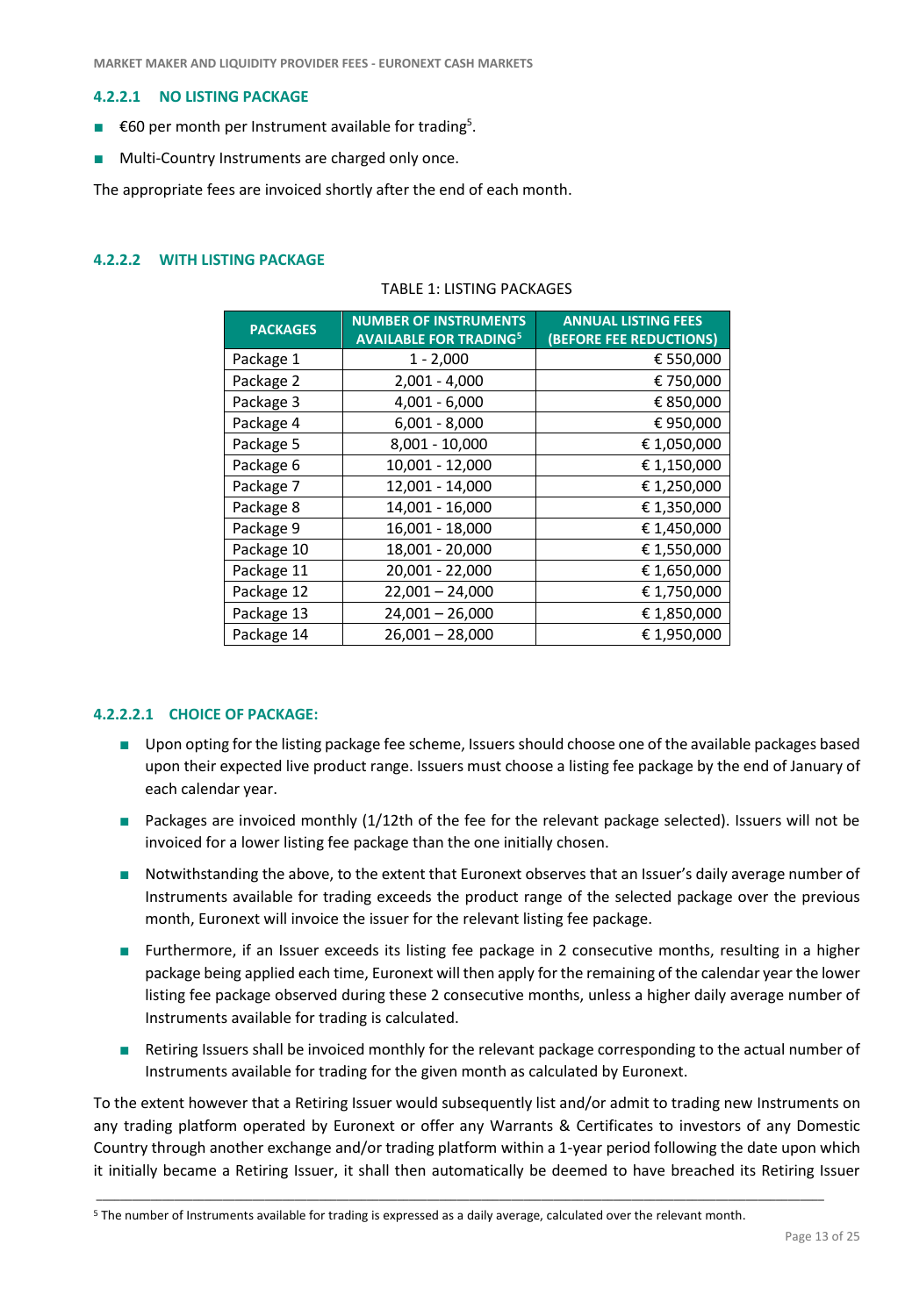#### 4.2.2.1 NO LISTING PACKAGE

- €60 per month per Instrument available for trading[5].
- Multi-Country Instruments are charged only once.

The appropriate fees are invoiced shortly after the end of each month.

#### 4.2.2.2 WITH LISTING PACKAGE

TABLE 1: LISTING PACKAGES

| PACKAGES | NUMBER OF INSTRUMENTS AVAILABLE FOR TRADING[5] | ANNUAL LISTING FEES (BEFORE FEE REDUCTIONS) |
|---|---|---|
| Package 1 | 1 - 2,000 | € 550,000 |
| Package 2 | 2,001 - 4,000 | € 750,000 |
| Package 3 | 4,001 - 6,000 | € 850,000 |
| Package 4 | 6,001 - 8,000 | € 950,000 |
| Package 5 | 8,001 - 10,000 | € 1,050,000 |
| Package 6 | 10,001 - 12,000 | € 1,150,000 |
| Package 7 | 12,001 - 14,000 | € 1,250,000 |
| Package 8 | 14,001 - 16,000 | € 1,350,000 |
| Package 9 | 16,001 - 18,000 | € 1,450,000 |
| Package 10 | 18,001 - 20,000 | € 1,550,000 |
| Package 11 | 20,001 - 22,000 | € 1,650,000 |
| Package 12 | 22,001 – 24,000 | € 1,750,000 |
| Package 13 | 24,001 – 26,000 | € 1,850,000 |
| Package 14 | 26,001 – 28,000 | € 1,950,000 |

##### 4.2.2.2.1 CHOICE OF PACKAGE:

- Upon opting for the listing package fee scheme, Issuers should choose one of the available packages based upon their expected live product range. Issuers must choose a listing fee package by the end of January of each calendar year.
- Packages are invoiced monthly (1/12th of the fee for the relevant package selected). Issuers will not be invoiced for a lower listing fee package than the one initially chosen.
- Notwithstanding the above, to the extent that Euronext observes that an Issuer's daily average number of Instruments available for trading exceeds the product range of the selected package over the previous month, Euronext will invoice the issuer for the relevant listing fee package.
- Furthermore, if an Issuer exceeds its listing fee package in 2 consecutive months, resulting in a higher package being applied each time, Euronext will then apply for the remaining of the calendar year the lower listing fee package observed during these 2 consecutive months, unless a higher daily average number of Instruments available for trading is calculated.
- Retiring Issuers shall be invoiced monthly for the relevant package corresponding to the actual number of Instruments available for trading for the given month as calculated by Euronext.

To the extent however that a Retiring Issuer would subsequently list and/or admit to trading new Instruments on any trading platform operated by Euronext or offer any Warrants & Certificates to investors of any Domestic Country through another exchange and/or trading platform within a 1-year period following the date upon which it initially became a Retiring Issuer, it shall then automatically be deemed to have breached its Retiring Issuer

---

[5] The number of Instruments available for trading is expressed as a daily average, calculated over the relevant month.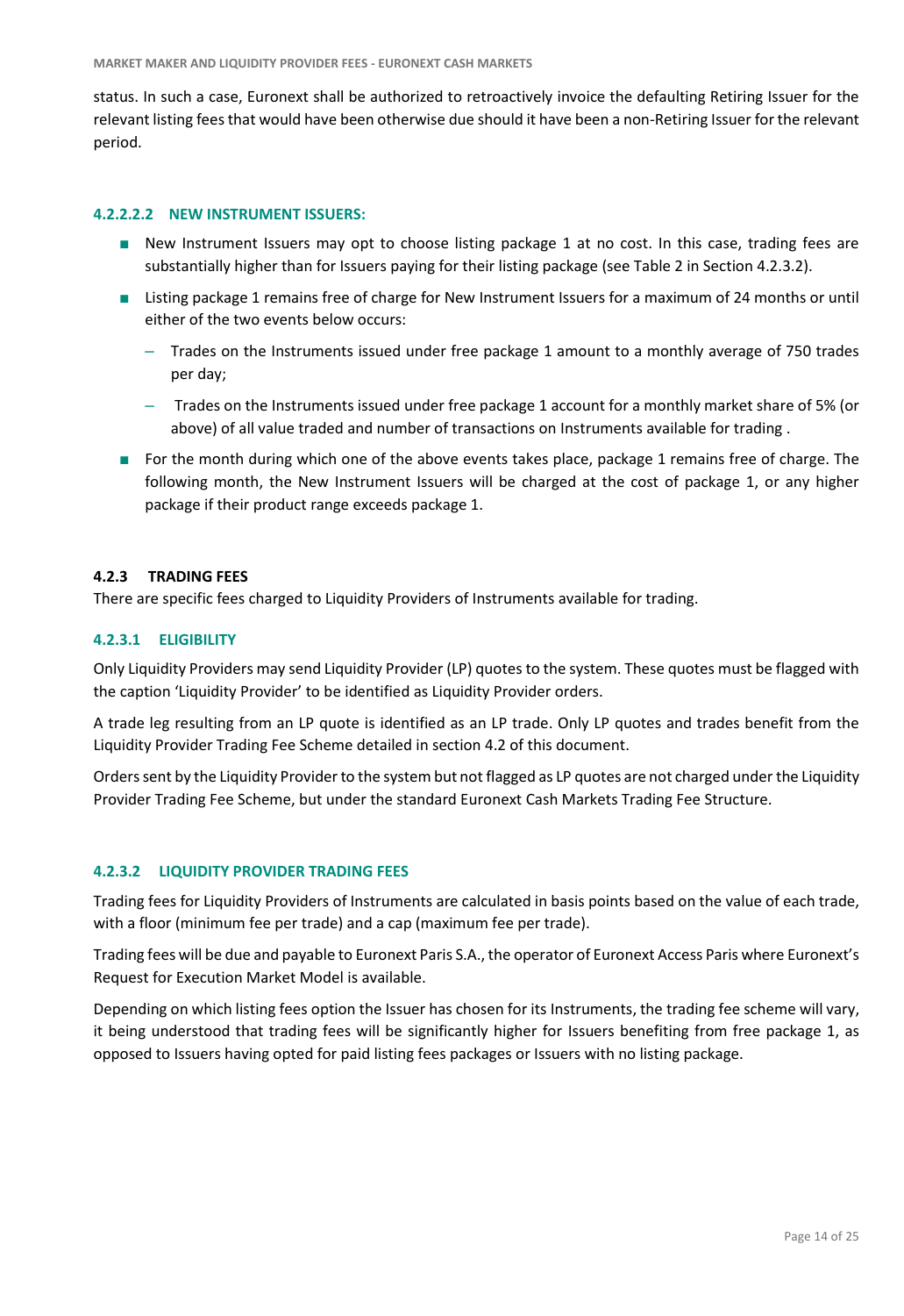status. In such a case, Euronext shall be authorized to retroactively invoice the defaulting Retiring Issuer for the relevant listing fees that would have been otherwise due should it have been a non-Retiring Issuer for the relevant period.

##### 4.2.2.2.2 NEW INSTRUMENT ISSUERS:

- New Instrument Issuers may opt to choose listing package 1 at no cost. In this case, trading fees are substantially higher than for Issuers paying for their listing package (see Table 2 in Section 4.2.3.2).
- Listing package 1 remains free of charge for New Instrument Issuers for a maximum of 24 months or until either of the two events below occurs:
  - Trades on the Instruments issued under free package 1 amount to a monthly average of 750 trades per day;
  - Trades on the Instruments issued under free package 1 account for a monthly market share of 5% (or above) of all value traded and number of transactions on Instruments available for trading .
- For the month during which one of the above events takes place, package 1 remains free of charge. The following month, the New Instrument Issuers will be charged at the cost of package 1, or any higher package if their product range exceeds package 1.

### 4.2.3 TRADING FEES

There are specific fees charged to Liquidity Providers of Instruments available for trading.

#### 4.2.3.1 ELIGIBILITY

Only Liquidity Providers may send Liquidity Provider (LP) quotes to the system. These quotes must be flagged with the caption 'Liquidity Provider' to be identified as Liquidity Provider orders.

A trade leg resulting from an LP quote is identified as an LP trade. Only LP quotes and trades benefit from the Liquidity Provider Trading Fee Scheme detailed in section 4.2 of this document.

Orders sent by the Liquidity Provider to the system but not flagged as LP quotes are not charged under the Liquidity Provider Trading Fee Scheme, but under the standard Euronext Cash Markets Trading Fee Structure.

#### 4.2.3.2 LIQUIDITY PROVIDER TRADING FEES

Trading fees for Liquidity Providers of Instruments are calculated in basis points based on the value of each trade, with a floor (minimum fee per trade) and a cap (maximum fee per trade).

Trading fees will be due and payable to Euronext Paris S.A., the operator of Euronext Access Paris where Euronext's Request for Execution Market Model is available.

Depending on which listing fees option the Issuer has chosen for its Instruments, the trading fee scheme will vary, it being understood that trading fees will be significantly higher for Issuers benefiting from free package 1, as opposed to Issuers having opted for paid listing fees packages or Issuers with no listing package.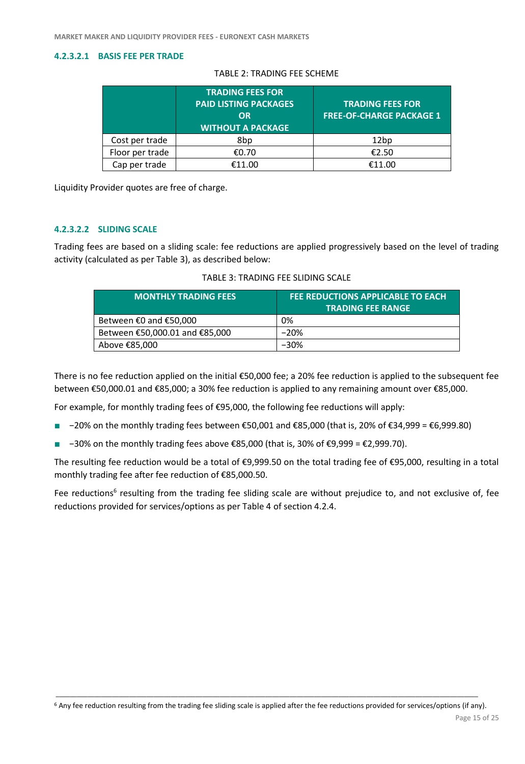#### 4.2.3.2.1 BASIS FEE PER TRADE

TABLE 2: TRADING FEE SCHEME

| | TRADING FEES FOR PAID LISTING PACKAGES OR WITHOUT A PACKAGE | TRADING FEES FOR FREE-OF-CHARGE PACKAGE 1 |
|---|---|---|
| Cost per trade | 8bp | 12bp |
| Floor per trade | €0.70 | €2.50 |
| Cap per trade | €11.00 | €11.00 |

Liquidity Provider quotes are free of charge.

#### 4.2.3.2.2 SLIDING SCALE

Trading fees are based on a sliding scale: fee reductions are applied progressively based on the level of trading activity (calculated as per Table 3), as described below:

TABLE 3: TRADING FEE SLIDING SCALE

| MONTHLY TRADING FEES | FEE REDUCTIONS APPLICABLE TO EACH TRADING FEE RANGE |
|---|---|
| Between €0 and €50,000 | 0% |
| Between €50,000.01 and €85,000 | −20% |
| Above €85,000 | −30% |

There is no fee reduction applied on the initial €50,000 fee; a 20% fee reduction is applied to the subsequent fee between €50,000.01 and €85,000; a 30% fee reduction is applied to any remaining amount over €85,000.

For example, for monthly trading fees of €95,000, the following fee reductions will apply:

- −20% on the monthly trading fees between €50,001 and €85,000 (that is, 20% of €34,999 = €6,999.80)
- −30% on the monthly trading fees above €85,000 (that is, 30% of €9,999 = €2,999.70).

The resulting fee reduction would be a total of €9,999.50 on the total trading fee of €95,000, resulting in a total monthly trading fee after fee reduction of €85,000.50.

Fee reductions[6] resulting from the trading fee sliding scale are without prejudice to, and not exclusive of, fee reductions provided for services/options as per Table 4 of section 4.2.4.

[6] Any fee reduction resulting from the trading fee sliding scale is applied after the fee reductions provided for services/options (if any).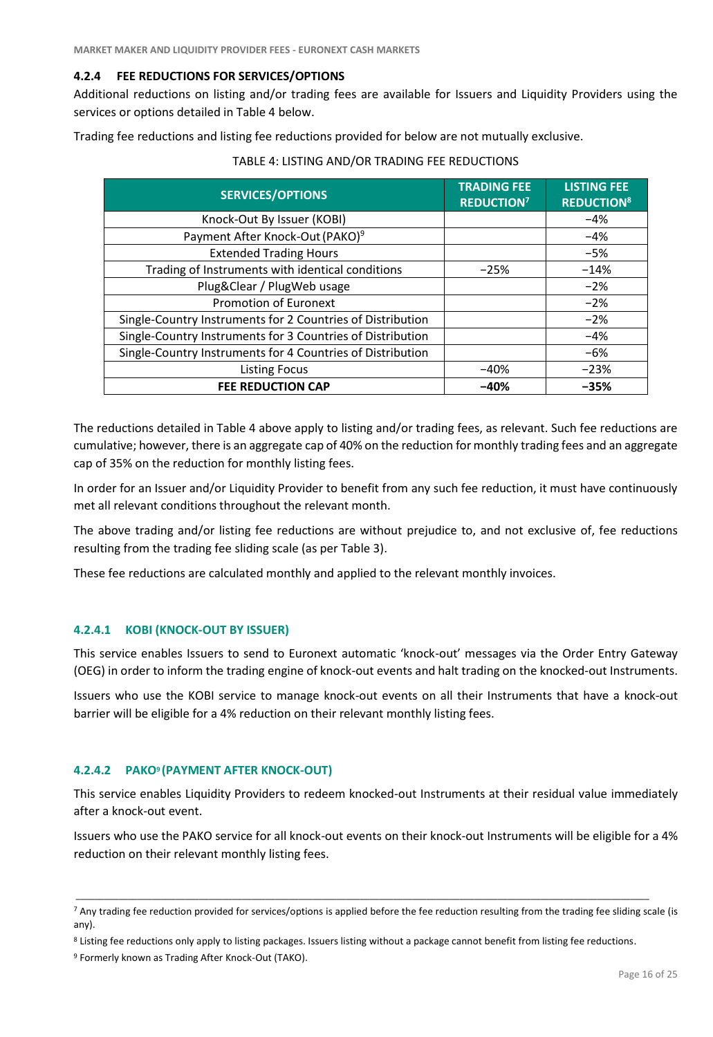### 4.2.4 FEE REDUCTIONS FOR SERVICES/OPTIONS

Additional reductions on listing and/or trading fees are available for Issuers and Liquidity Providers using the services or options detailed in Table 4 below.

Trading fee reductions and listing fee reductions provided for below are not mutually exclusive.

TABLE 4: LISTING AND/OR TRADING FEE REDUCTIONS

| SERVICES/OPTIONS | TRADING FEE REDUCTION[7] | LISTING FEE REDUCTION[8] |
|---|---|---|
| Knock-Out By Issuer (KOBI) | | −4% |
| Payment After Knock-Out (PAKO)[9] | | −4% |
| Extended Trading Hours | | −5% |
| Trading of Instruments with identical conditions | −25% | −14% |
| Plug&Clear / PlugWeb usage | | −2% |
| Promotion of Euronext | | −2% |
| Single-Country Instruments for 2 Countries of Distribution | | −2% |
| Single-Country Instruments for 3 Countries of Distribution | | −4% |
| Single-Country Instruments for 4 Countries of Distribution | | −6% |
| Listing Focus | −40% | −23% |
| **FEE REDUCTION CAP** | **−40%** | **−35%** |

The reductions detailed in Table 4 above apply to listing and/or trading fees, as relevant. Such fee reductions are cumulative; however, there is an aggregate cap of 40% on the reduction for monthly trading fees and an aggregate cap of 35% on the reduction for monthly listing fees.

In order for an Issuer and/or Liquidity Provider to benefit from any such fee reduction, it must have continuously met all relevant conditions throughout the relevant month.

The above trading and/or listing fee reductions are without prejudice to, and not exclusive of, fee reductions resulting from the trading fee sliding scale (as per Table 3).

These fee reductions are calculated monthly and applied to the relevant monthly invoices.

#### 4.2.4.1 KOBI (KNOCK-OUT BY ISSUER)

This service enables Issuers to send to Euronext automatic 'knock-out' messages via the Order Entry Gateway (OEG) in order to inform the trading engine of knock-out events and halt trading on the knocked-out Instruments.

Issuers who use the KOBI service to manage knock-out events on all their Instruments that have a knock-out barrier will be eligible for a 4% reduction on their relevant monthly listing fees.

#### 4.2.4.2 PAKO[9] (PAYMENT AFTER KNOCK-OUT)

This service enables Liquidity Providers to redeem knocked-out Instruments at their residual value immediately after a knock-out event.

Issuers who use the PAKO service for all knock-out events on their knock-out Instruments will be eligible for a 4% reduction on their relevant monthly listing fees.

---

[7] Any trading fee reduction provided for services/options is applied before the fee reduction resulting from the trading fee sliding scale (is any).

[8] Listing fee reductions only apply to listing packages. Issuers listing without a package cannot benefit from listing fee reductions.

[9] Formerly known as Trading After Knock-Out (TAKO).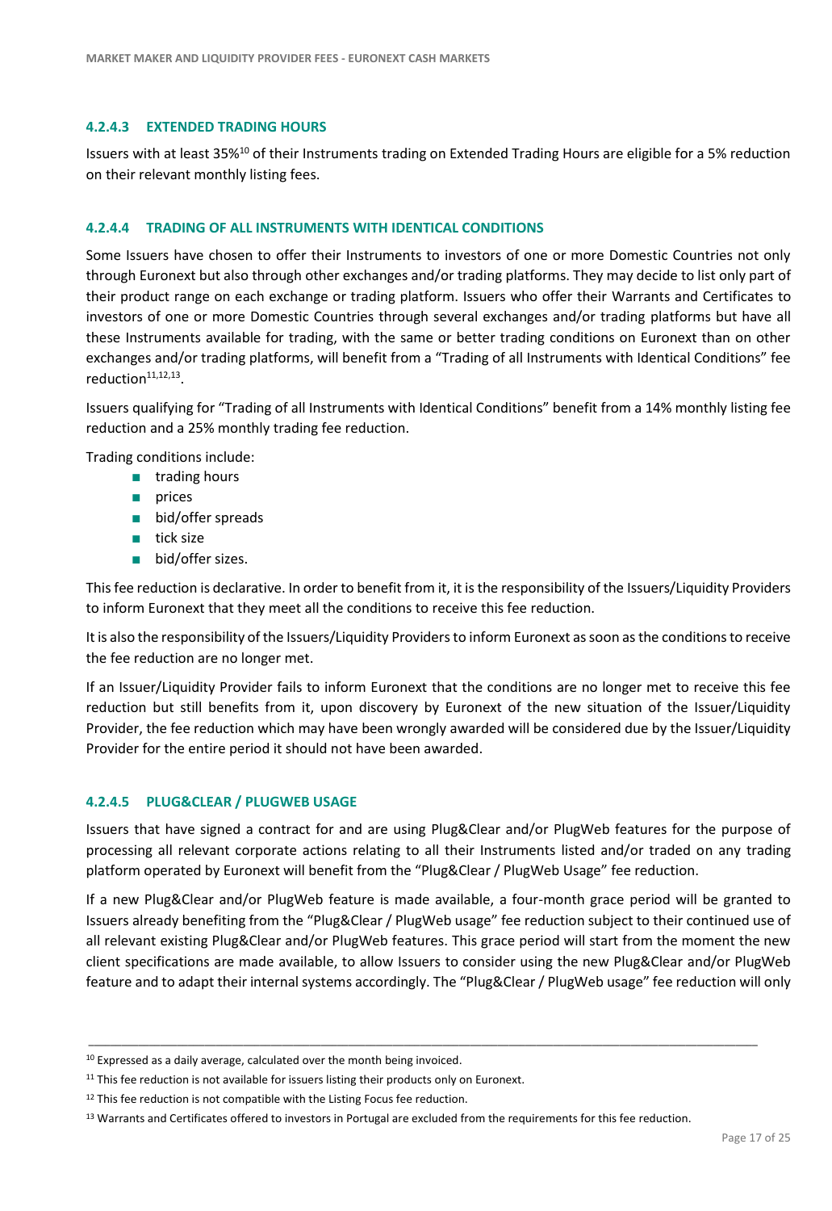#### 4.2.4.3 EXTENDED TRADING HOURS

Issuers with at least 35%[10] of their Instruments trading on Extended Trading Hours are eligible for a 5% reduction on their relevant monthly listing fees.

#### 4.2.4.4 TRADING OF ALL INSTRUMENTS WITH IDENTICAL CONDITIONS

Some Issuers have chosen to offer their Instruments to investors of one or more Domestic Countries not only through Euronext but also through other exchanges and/or trading platforms. They may decide to list only part of their product range on each exchange or trading platform. Issuers who offer their Warrants and Certificates to investors of one or more Domestic Countries through several exchanges and/or trading platforms but have all these Instruments available for trading, with the same or better trading conditions on Euronext than on other exchanges and/or trading platforms, will benefit from a "Trading of all Instruments with Identical Conditions" fee reduction[11,12,13].

Issuers qualifying for "Trading of all Instruments with Identical Conditions" benefit from a 14% monthly listing fee reduction and a 25% monthly trading fee reduction.

Trading conditions include:

- trading hours
- prices
- bid/offer spreads
- tick size
- bid/offer sizes.

This fee reduction is declarative. In order to benefit from it, it is the responsibility of the Issuers/Liquidity Providers to inform Euronext that they meet all the conditions to receive this fee reduction.

It is also the responsibility of the Issuers/Liquidity Providers to inform Euronext as soon as the conditions to receive the fee reduction are no longer met.

If an Issuer/Liquidity Provider fails to inform Euronext that the conditions are no longer met to receive this fee reduction but still benefits from it, upon discovery by Euronext of the new situation of the Issuer/Liquidity Provider, the fee reduction which may have been wrongly awarded will be considered due by the Issuer/Liquidity Provider for the entire period it should not have been awarded.

#### 4.2.4.5 PLUG&CLEAR / PLUGWEB USAGE

Issuers that have signed a contract for and are using Plug&Clear and/or PlugWeb features for the purpose of processing all relevant corporate actions relating to all their Instruments listed and/or traded on any trading platform operated by Euronext will benefit from the "Plug&Clear / PlugWeb Usage" fee reduction.

If a new Plug&Clear and/or PlugWeb feature is made available, a four-month grace period will be granted to Issuers already benefiting from the "Plug&Clear / PlugWeb usage" fee reduction subject to their continued use of all relevant existing Plug&Clear and/or PlugWeb features. This grace period will start from the moment the new client specifications are made available, to allow Issuers to consider using the new Plug&Clear and/or PlugWeb feature and to adapt their internal systems accordingly. The "Plug&Clear / PlugWeb usage" fee reduction will only

---

[10] Expressed as a daily average, calculated over the month being invoiced.

[11] This fee reduction is not available for issuers listing their products only on Euronext.

[12] This fee reduction is not compatible with the Listing Focus fee reduction.

[13] Warrants and Certificates offered to investors in Portugal are excluded from the requirements for this fee reduction.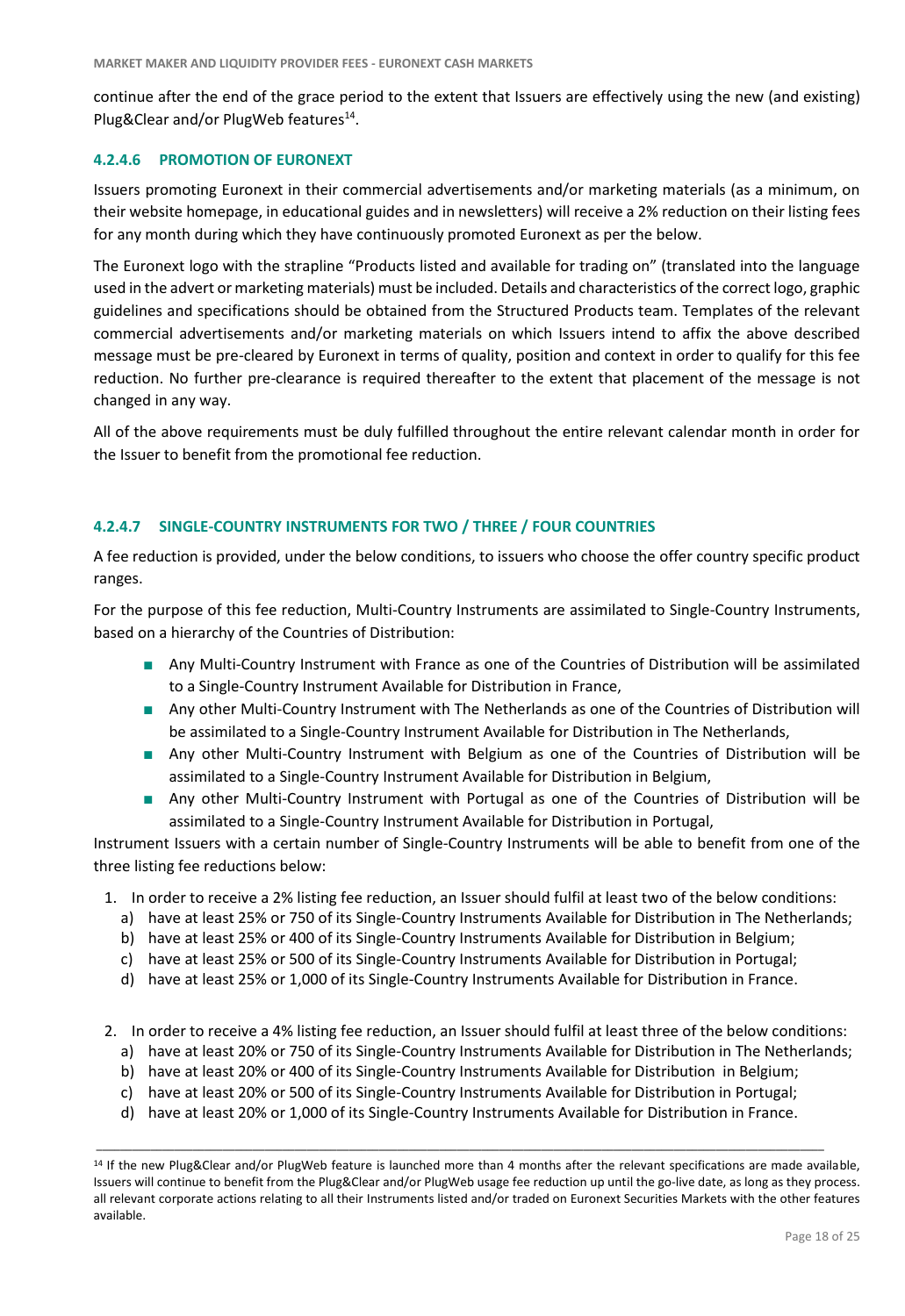continue after the end of the grace period to the extent that Issuers are effectively using the new (and existing) Plug&Clear and/or PlugWeb features[14].

#### 4.2.4.6 PROMOTION OF EURONEXT

Issuers promoting Euronext in their commercial advertisements and/or marketing materials (as a minimum, on their website homepage, in educational guides and in newsletters) will receive a 2% reduction on their listing fees for any month during which they have continuously promoted Euronext as per the below.

The Euronext logo with the strapline "Products listed and available for trading on" (translated into the language used in the advert or marketing materials) must be included. Details and characteristics of the correct logo, graphic guidelines and specifications should be obtained from the Structured Products team. Templates of the relevant commercial advertisements and/or marketing materials on which Issuers intend to affix the above described message must be pre-cleared by Euronext in terms of quality, position and context in order to qualify for this fee reduction. No further pre-clearance is required thereafter to the extent that placement of the message is not changed in any way.

All of the above requirements must be duly fulfilled throughout the entire relevant calendar month in order for the Issuer to benefit from the promotional fee reduction.

#### 4.2.4.7 SINGLE-COUNTRY INSTRUMENTS FOR TWO / THREE / FOUR COUNTRIES

A fee reduction is provided, under the below conditions, to issuers who choose the offer country specific product ranges.

For the purpose of this fee reduction, Multi-Country Instruments are assimilated to Single-Country Instruments, based on a hierarchy of the Countries of Distribution:

- Any Multi-Country Instrument with France as one of the Countries of Distribution will be assimilated to a Single-Country Instrument Available for Distribution in France,
- Any other Multi-Country Instrument with The Netherlands as one of the Countries of Distribution will be assimilated to a Single-Country Instrument Available for Distribution in The Netherlands,
- Any other Multi-Country Instrument with Belgium as one of the Countries of Distribution will be assimilated to a Single-Country Instrument Available for Distribution in Belgium,
- Any other Multi-Country Instrument with Portugal as one of the Countries of Distribution will be assimilated to a Single-Country Instrument Available for Distribution in Portugal,

Instrument Issuers with a certain number of Single-Country Instruments will be able to benefit from one of the three listing fee reductions below:

1. In order to receive a 2% listing fee reduction, an Issuer should fulfil at least two of the below conditions:
   a) have at least 25% or 750 of its Single-Country Instruments Available for Distribution in The Netherlands;
   b) have at least 25% or 400 of its Single-Country Instruments Available for Distribution in Belgium;
   c) have at least 25% or 500 of its Single-Country Instruments Available for Distribution in Portugal;
   d) have at least 25% or 1,000 of its Single-Country Instruments Available for Distribution in France.

2. In order to receive a 4% listing fee reduction, an Issuer should fulfil at least three of the below conditions:
   a) have at least 20% or 750 of its Single-Country Instruments Available for Distribution in The Netherlands;
   b) have at least 20% or 400 of its Single-Country Instruments Available for Distribution in Belgium;
   c) have at least 20% or 500 of its Single-Country Instruments Available for Distribution in Portugal;
   d) have at least 20% or 1,000 of its Single-Country Instruments Available for Distribution in France.

---

[14] If the new Plug&Clear and/or PlugWeb feature is launched more than 4 months after the relevant specifications are made available, Issuers will continue to benefit from the Plug&Clear and/or PlugWeb usage fee reduction up until the go-live date, as long as they process. all relevant corporate actions relating to all their Instruments listed and/or traded on Euronext Securities Markets with the other features available.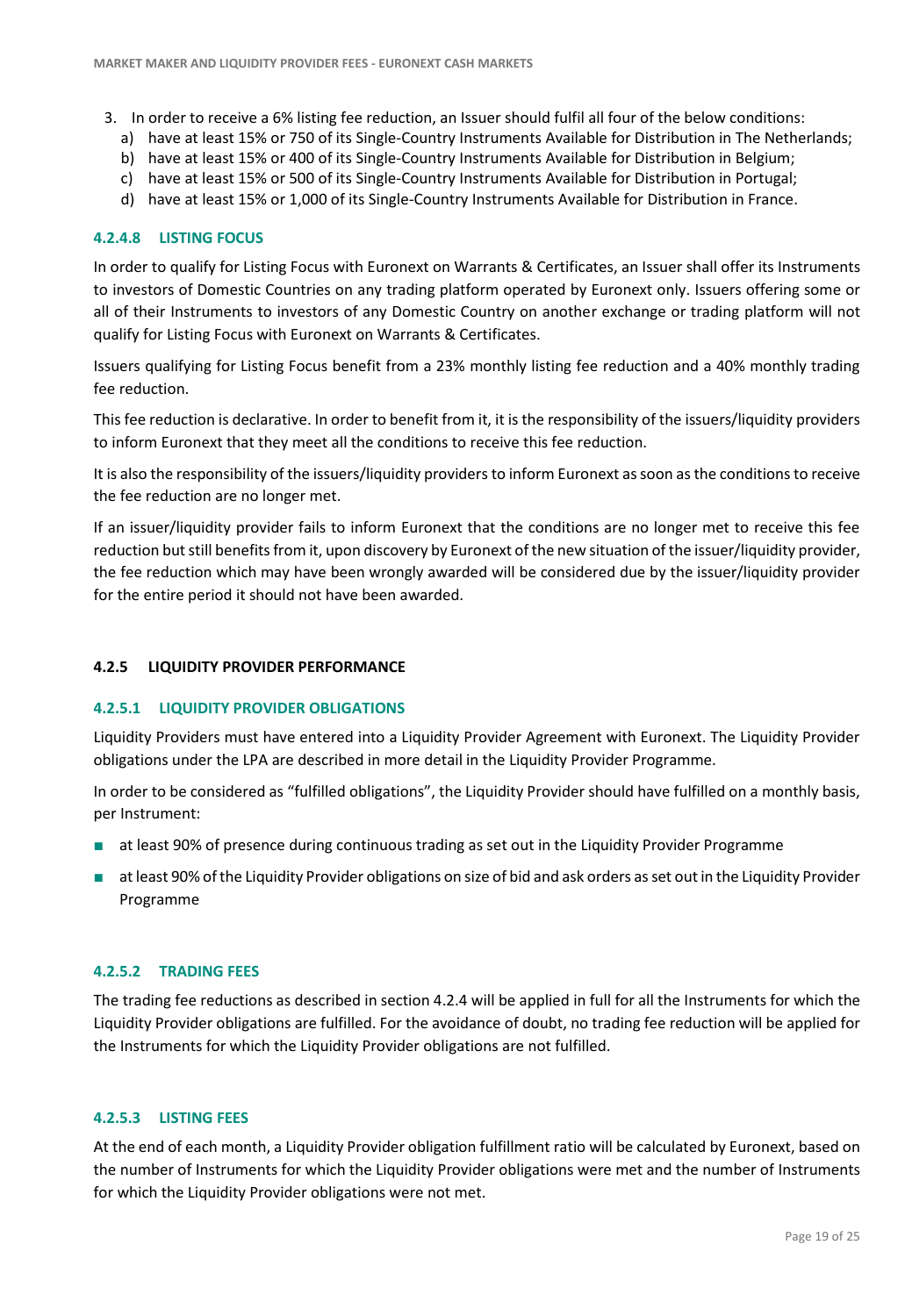3. In order to receive a 6% listing fee reduction, an Issuer should fulfil all four of the below conditions:
   a) have at least 15% or 750 of its Single-Country Instruments Available for Distribution in The Netherlands;
   b) have at least 15% or 400 of its Single-Country Instruments Available for Distribution in Belgium;
   c) have at least 15% or 500 of its Single-Country Instruments Available for Distribution in Portugal;
   d) have at least 15% or 1,000 of its Single-Country Instruments Available for Distribution in France.

#### 4.2.4.8 LISTING FOCUS

In order to qualify for Listing Focus with Euronext on Warrants & Certificates, an Issuer shall offer its Instruments to investors of Domestic Countries on any trading platform operated by Euronext only. Issuers offering some or all of their Instruments to investors of any Domestic Country on another exchange or trading platform will not qualify for Listing Focus with Euronext on Warrants & Certificates.

Issuers qualifying for Listing Focus benefit from a 23% monthly listing fee reduction and a 40% monthly trading fee reduction.

This fee reduction is declarative. In order to benefit from it, it is the responsibility of the issuers/liquidity providers to inform Euronext that they meet all the conditions to receive this fee reduction.

It is also the responsibility of the issuers/liquidity providers to inform Euronext as soon as the conditions to receive the fee reduction are no longer met.

If an issuer/liquidity provider fails to inform Euronext that the conditions are no longer met to receive this fee reduction but still benefits from it, upon discovery by Euronext of the new situation of the issuer/liquidity provider, the fee reduction which may have been wrongly awarded will be considered due by the issuer/liquidity provider for the entire period it should not have been awarded.

### 4.2.5 LIQUIDITY PROVIDER PERFORMANCE

#### 4.2.5.1 LIQUIDITY PROVIDER OBLIGATIONS

Liquidity Providers must have entered into a Liquidity Provider Agreement with Euronext. The Liquidity Provider obligations under the LPA are described in more detail in the Liquidity Provider Programme.

In order to be considered as "fulfilled obligations", the Liquidity Provider should have fulfilled on a monthly basis, per Instrument:

- at least 90% of presence during continuous trading as set out in the Liquidity Provider Programme
- at least 90% of the Liquidity Provider obligations on size of bid and ask orders as set out in the Liquidity Provider Programme

#### 4.2.5.2 TRADING FEES

The trading fee reductions as described in section 4.2.4 will be applied in full for all the Instruments for which the Liquidity Provider obligations are fulfilled. For the avoidance of doubt, no trading fee reduction will be applied for the Instruments for which the Liquidity Provider obligations are not fulfilled.

#### 4.2.5.3 LISTING FEES

At the end of each month, a Liquidity Provider obligation fulfillment ratio will be calculated by Euronext, based on the number of Instruments for which the Liquidity Provider obligations were met and the number of Instruments for which the Liquidity Provider obligations were not met.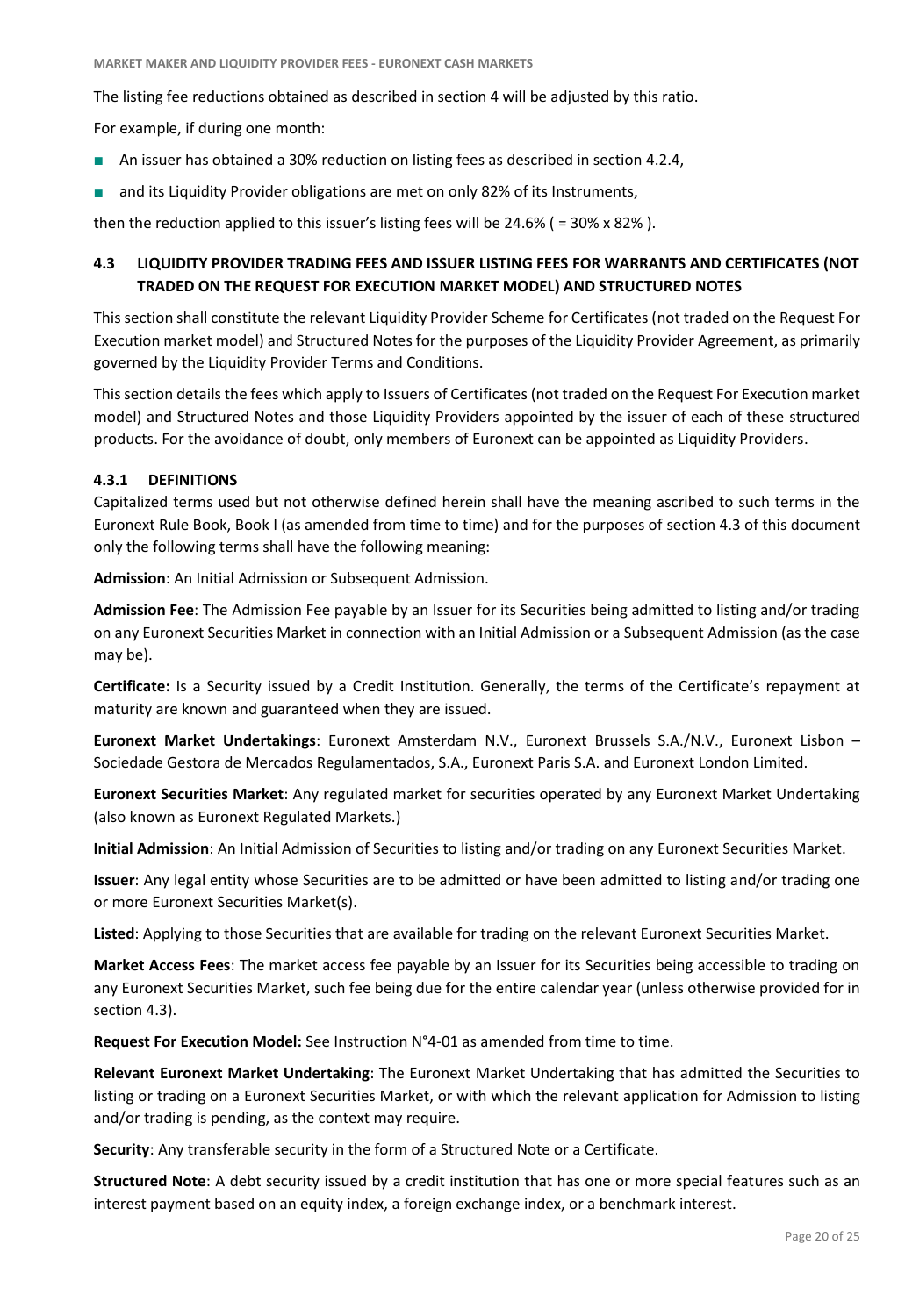The listing fee reductions obtained as described in section 4 will be adjusted by this ratio.

For example, if during one month:

- An issuer has obtained a 30% reduction on listing fees as described in section 4.2.4,
- and its Liquidity Provider obligations are met on only 82% of its Instruments,

then the reduction applied to this issuer's listing fees will be 24.6% ( = 30% x 82% ).

### 4.3 LIQUIDITY PROVIDER TRADING FEES AND ISSUER LISTING FEES FOR WARRANTS AND CERTIFICATES (NOT TRADED ON THE REQUEST FOR EXECUTION MARKET MODEL) AND STRUCTURED NOTES

This section shall constitute the relevant Liquidity Provider Scheme for Certificates (not traded on the Request For Execution market model) and Structured Notes for the purposes of the Liquidity Provider Agreement, as primarily governed by the Liquidity Provider Terms and Conditions.

This section details the fees which apply to Issuers of Certificates (not traded on the Request For Execution market model) and Structured Notes and those Liquidity Providers appointed by the issuer of each of these structured products. For the avoidance of doubt, only members of Euronext can be appointed as Liquidity Providers.

#### 4.3.1 DEFINITIONS

Capitalized terms used but not otherwise defined herein shall have the meaning ascribed to such terms in the Euronext Rule Book, Book I (as amended from time to time) and for the purposes of section 4.3 of this document only the following terms shall have the following meaning:

**Admission**: An Initial Admission or Subsequent Admission.

**Admission Fee**: The Admission Fee payable by an Issuer for its Securities being admitted to listing and/or trading on any Euronext Securities Market in connection with an Initial Admission or a Subsequent Admission (as the case may be).

**Certificate:** Is a Security issued by a Credit Institution. Generally, the terms of the Certificate's repayment at maturity are known and guaranteed when they are issued.

**Euronext Market Undertakings**: Euronext Amsterdam N.V., Euronext Brussels S.A./N.V., Euronext Lisbon – Sociedade Gestora de Mercados Regulamentados, S.A., Euronext Paris S.A. and Euronext London Limited.

**Euronext Securities Market**: Any regulated market for securities operated by any Euronext Market Undertaking (also known as Euronext Regulated Markets.)

**Initial Admission**: An Initial Admission of Securities to listing and/or trading on any Euronext Securities Market.

**Issuer**: Any legal entity whose Securities are to be admitted or have been admitted to listing and/or trading one or more Euronext Securities Market(s).

**Listed**: Applying to those Securities that are available for trading on the relevant Euronext Securities Market.

**Market Access Fees**: The market access fee payable by an Issuer for its Securities being accessible to trading on any Euronext Securities Market, such fee being due for the entire calendar year (unless otherwise provided for in section 4.3).

**Request For Execution Model:** See Instruction N°4-01 as amended from time to time.

**Relevant Euronext Market Undertaking**: The Euronext Market Undertaking that has admitted the Securities to listing or trading on a Euronext Securities Market, or with which the relevant application for Admission to listing and/or trading is pending, as the context may require.

**Security**: Any transferable security in the form of a Structured Note or a Certificate.

**Structured Note**: A debt security issued by a credit institution that has one or more special features such as an interest payment based on an equity index, a foreign exchange index, or a benchmark interest.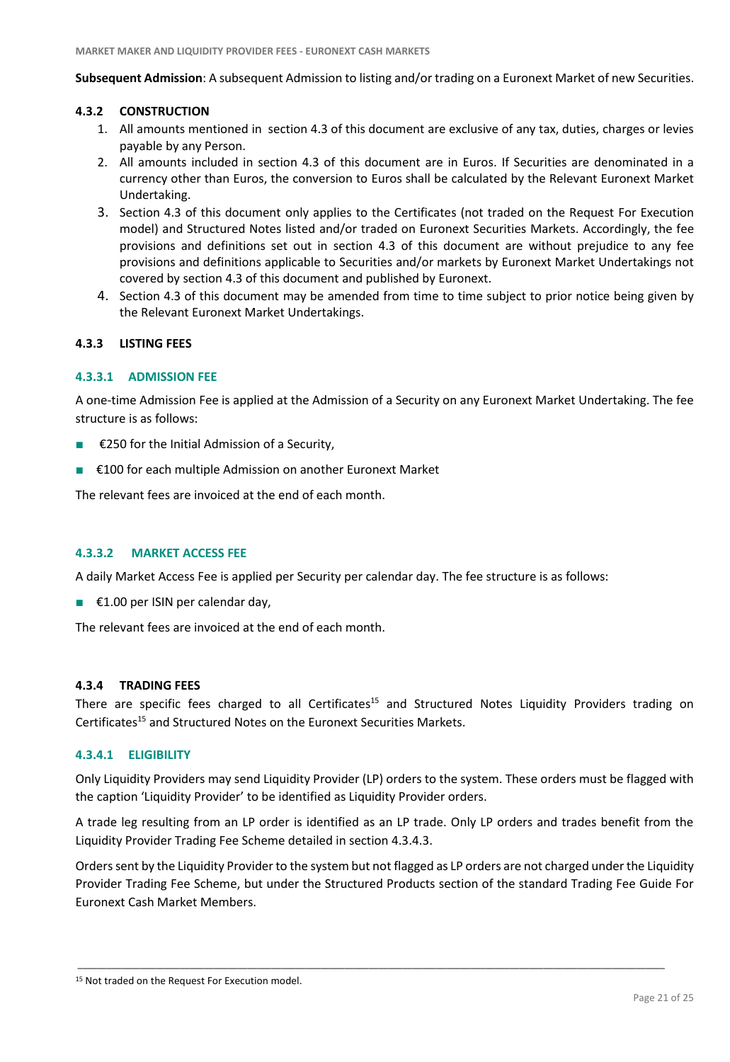**Subsequent Admission**: A subsequent Admission to listing and/or trading on a Euronext Market of new Securities.

### 4.3.2 CONSTRUCTION

1. All amounts mentioned in section 4.3 of this document are exclusive of any tax, duties, charges or levies payable by any Person.
2. All amounts included in section 4.3 of this document are in Euros. If Securities are denominated in a currency other than Euros, the conversion to Euros shall be calculated by the Relevant Euronext Market Undertaking.
3. Section 4.3 of this document only applies to the Certificates (not traded on the Request For Execution model) and Structured Notes listed and/or traded on Euronext Securities Markets. Accordingly, the fee provisions and definitions set out in section 4.3 of this document are without prejudice to any fee provisions and definitions applicable to Securities and/or markets by Euronext Market Undertakings not covered by section 4.3 of this document and published by Euronext.
4. Section 4.3 of this document may be amended from time to time subject to prior notice being given by the Relevant Euronext Market Undertakings.

### 4.3.3 LISTING FEES

#### 4.3.3.1 ADMISSION FEE

A one-time Admission Fee is applied at the Admission of a Security on any Euronext Market Undertaking. The fee structure is as follows:

- €250 for the Initial Admission of a Security,
- €100 for each multiple Admission on another Euronext Market

The relevant fees are invoiced at the end of each month.

#### 4.3.3.2 MARKET ACCESS FEE

A daily Market Access Fee is applied per Security per calendar day. The fee structure is as follows:

- €1.00 per ISIN per calendar day,

The relevant fees are invoiced at the end of each month.

### 4.3.4 TRADING FEES

There are specific fees charged to all Certificates[15] and Structured Notes Liquidity Providers trading on Certificates[15] and Structured Notes on the Euronext Securities Markets.

#### 4.3.4.1 ELIGIBILITY

Only Liquidity Providers may send Liquidity Provider (LP) orders to the system. These orders must be flagged with the caption 'Liquidity Provider' to be identified as Liquidity Provider orders.

A trade leg resulting from an LP order is identified as an LP trade. Only LP orders and trades benefit from the Liquidity Provider Trading Fee Scheme detailed in section 4.3.4.3.

Orders sent by the Liquidity Provider to the system but not flagged as LP orders are not charged under the Liquidity Provider Trading Fee Scheme, but under the Structured Products section of the standard Trading Fee Guide For Euronext Cash Market Members.

---

[15] Not traded on the Request For Execution model.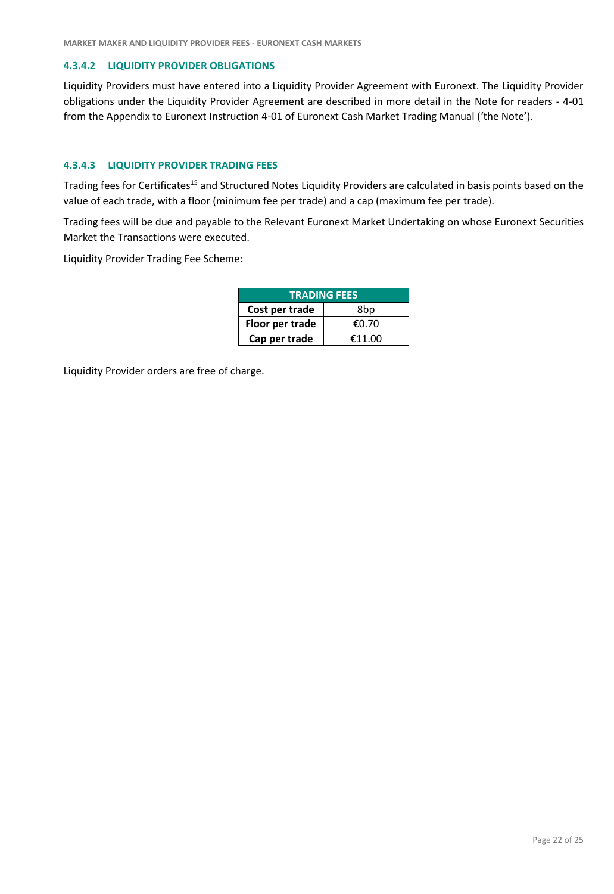#### 4.3.4.2 LIQUIDITY PROVIDER OBLIGATIONS

Liquidity Providers must have entered into a Liquidity Provider Agreement with Euronext. The Liquidity Provider obligations under the Liquidity Provider Agreement are described in more detail in the Note for readers - 4-01 from the Appendix to Euronext Instruction 4-01 of Euronext Cash Market Trading Manual ('the Note').

#### 4.3.4.3 LIQUIDITY PROVIDER TRADING FEES

Trading fees for Certificates[15] and Structured Notes Liquidity Providers are calculated in basis points based on the value of each trade, with a floor (minimum fee per trade) and a cap (maximum fee per trade).

Trading fees will be due and payable to the Relevant Euronext Market Undertaking on whose Euronext Securities Market the Transactions were executed.

Liquidity Provider Trading Fee Scheme:

| TRADING FEES | |
|---|---|
| **Cost per trade** | 8bp |
| **Floor per trade** | €0.70 |
| **Cap per trade** | €11.00 |

Liquidity Provider orders are free of charge.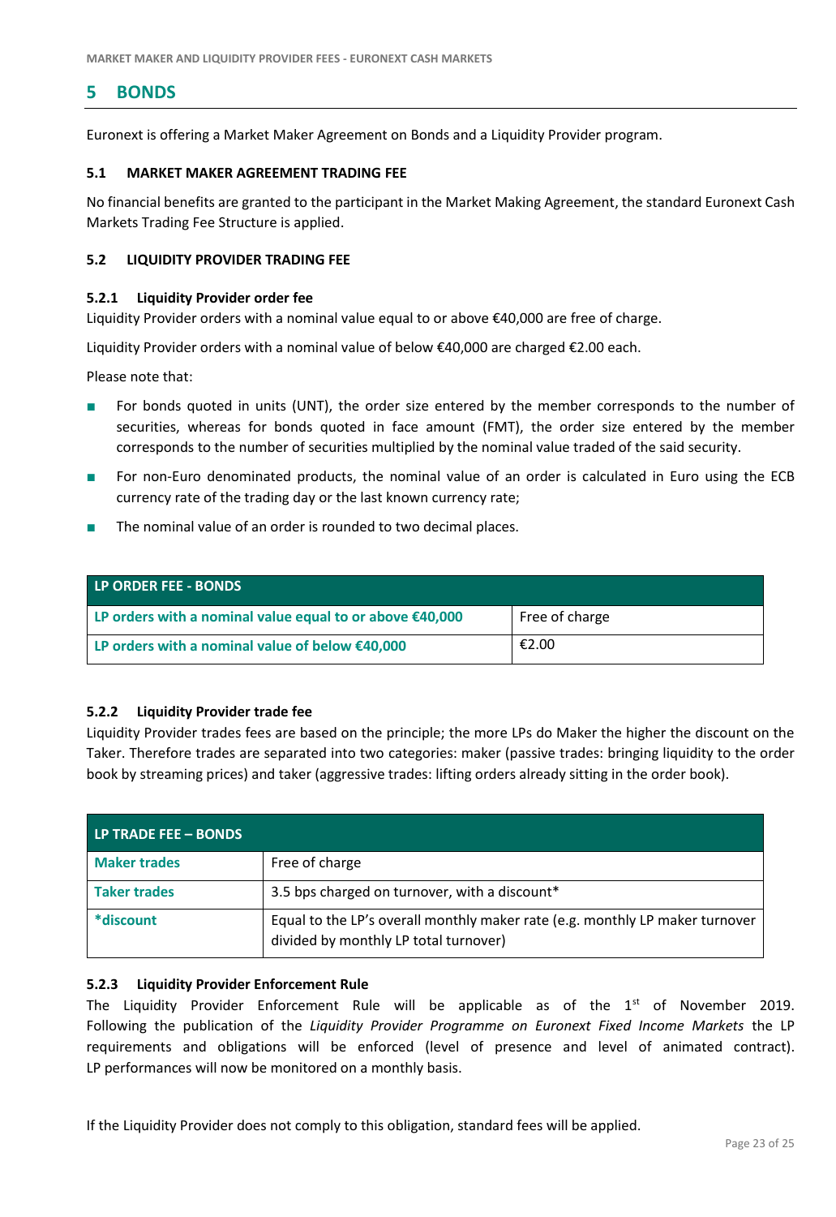## 5 BONDS

Euronext is offering a Market Maker Agreement on Bonds and a Liquidity Provider program.

### 5.1 MARKET MAKER AGREEMENT TRADING FEE

No financial benefits are granted to the participant in the Market Making Agreement, the standard Euronext Cash Markets Trading Fee Structure is applied.

### 5.2 LIQUIDITY PROVIDER TRADING FEE

#### 5.2.1 Liquidity Provider order fee

Liquidity Provider orders with a nominal value equal to or above €40,000 are free of charge.

Liquidity Provider orders with a nominal value of below €40,000 are charged €2.00 each.

Please note that:

- For bonds quoted in units (UNT), the order size entered by the member corresponds to the number of securities, whereas for bonds quoted in face amount (FMT), the order size entered by the member corresponds to the number of securities multiplied by the nominal value traded of the said security.
- For non-Euro denominated products, the nominal value of an order is calculated in Euro using the ECB currency rate of the trading day or the last known currency rate;
- The nominal value of an order is rounded to two decimal places.

| LP ORDER FEE - BONDS | |
|---|---|
| LP orders with a nominal value equal to or above €40,000 | Free of charge |
| LP orders with a nominal value of below €40,000 | €2.00 |

#### 5.2.2 Liquidity Provider trade fee

Liquidity Provider trades fees are based on the principle; the more LPs do Maker the higher the discount on the Taker. Therefore trades are separated into two categories: maker (passive trades: bringing liquidity to the order book by streaming prices) and taker (aggressive trades: lifting orders already sitting in the order book).

| LP TRADE FEE – BONDS | |
|---|---|
| Maker trades | Free of charge |
| Taker trades | 3.5 bps charged on turnover, with a discount* |
| *discount | Equal to the LP's overall monthly maker rate (e.g. monthly LP maker turnover divided by monthly LP total turnover) |

#### 5.2.3 Liquidity Provider Enforcement Rule

The Liquidity Provider Enforcement Rule will be applicable as of the 1st of November 2019. Following the publication of the *Liquidity Provider Programme on Euronext Fixed Income Markets* the LP requirements and obligations will be enforced (level of presence and level of animated contract). LP performances will now be monitored on a monthly basis.

If the Liquidity Provider does not comply to this obligation, standard fees will be applied.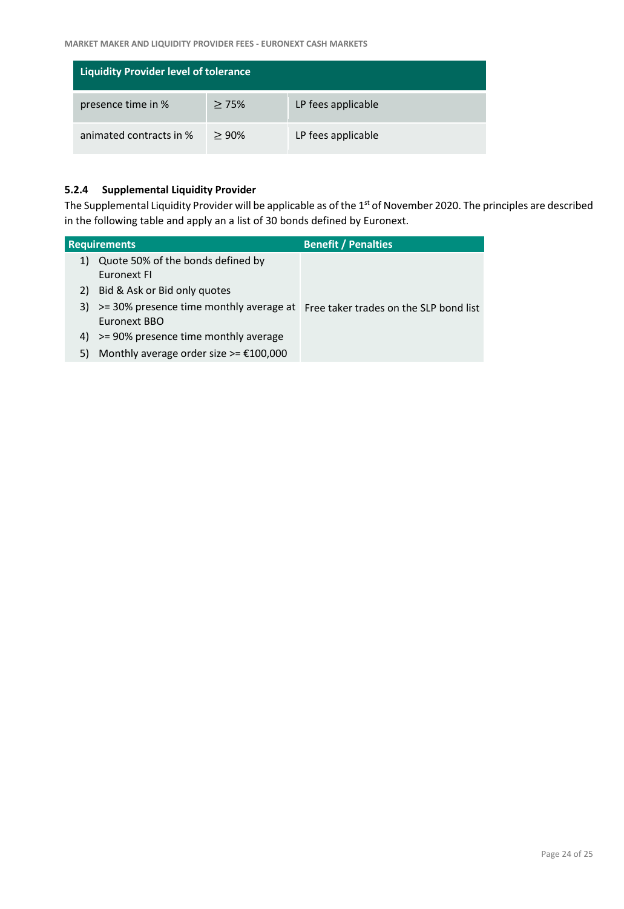| Liquidity Provider level of tolerance | | |
|---|---|---|
| presence time in % | ≥ 75% | LP fees applicable |
| animated contracts in % | ≥ 90% | LP fees applicable |

### 5.2.4 Supplemental Liquidity Provider

The Supplemental Liquidity Provider will be applicable as of the 1st of November 2020. The principles are described in the following table and apply an a list of 30 bonds defined by Euronext.

| Requirements | Benefit / Penalties |
|---|---|
| 1) Quote 50% of the bonds defined by Euronext FI<br>2) Bid & Ask or Bid only quotes<br>3) >= 30% presence time monthly average at Euronext BBO<br>4) >= 90% presence time monthly average<br>5) Monthly average order size >= €100,000 | Free taker trades on the SLP bond list |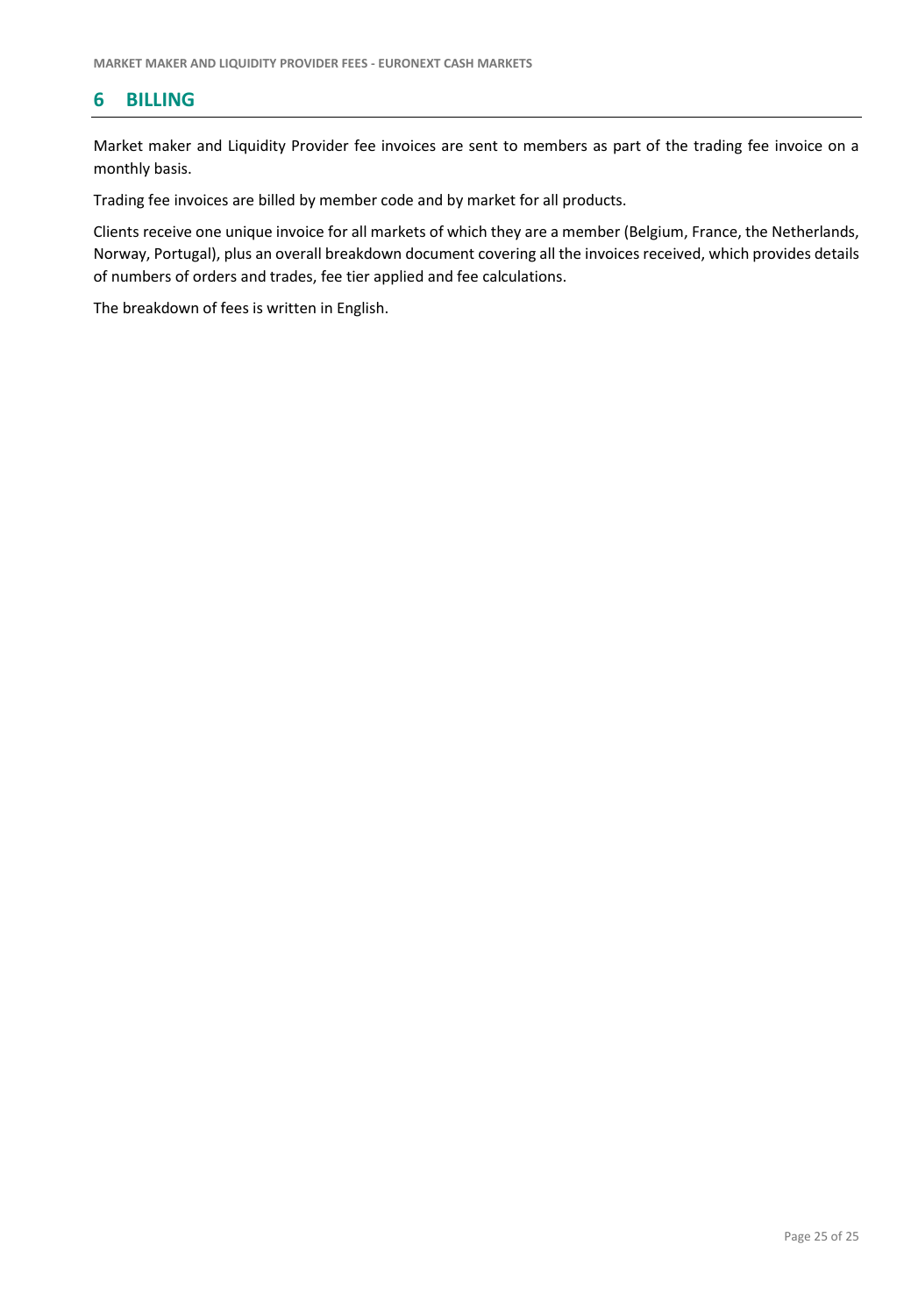# 6 BILLING

Market maker and Liquidity Provider fee invoices are sent to members as part of the trading fee invoice on a monthly basis.

Trading fee invoices are billed by member code and by market for all products.

Clients receive one unique invoice for all markets of which they are a member (Belgium, France, the Netherlands, Norway, Portugal), plus an overall breakdown document covering all the invoices received, which provides details of numbers of orders and trades, fee tier applied and fee calculations.

The breakdown of fees is written in English.